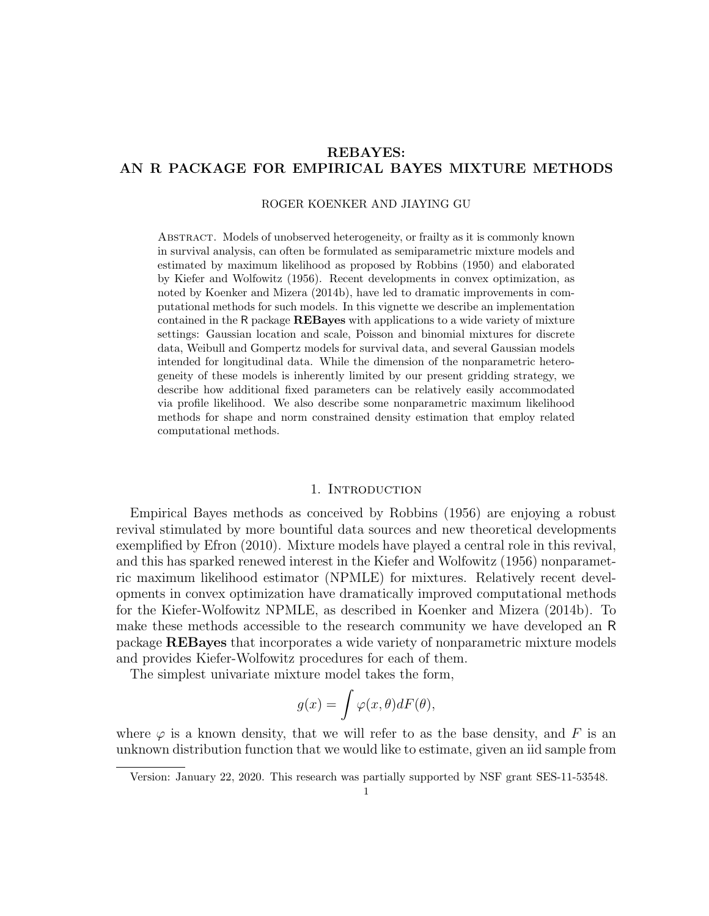# REBAYES: AN R PACKAGE FOR EMPIRICAL BAYES MIXTURE METHODS

ROGER KOENKER AND JIAYING GU

Abstract. Models of unobserved heterogeneity, or frailty as it is commonly known in survival analysis, can often be formulated as semiparametric mixture models and estimated by maximum likelihood as proposed by Robbins (1950) and elaborated by Kiefer and Wolfowitz (1956). Recent developments in convex optimization, as noted by Koenker and Mizera (2014b), have led to dramatic improvements in computational methods for such models. In this vignette we describe an implementation contained in the R package **REBayes** with applications to a wide variety of mixture settings: Gaussian location and scale, Poisson and binomial mixtures for discrete data, Weibull and Gompertz models for survival data, and several Gaussian models intended for longitudinal data. While the dimension of the nonparametric heterogeneity of these models is inherently limited by our present gridding strategy, we describe how additional fixed parameters can be relatively easily accommodated via profile likelihood. We also describe some nonparametric maximum likelihood methods for shape and norm constrained density estimation that employ related computational methods.

## 1. Introduction

Empirical Bayes methods as conceived by Robbins (1956) are enjoying a robust revival stimulated by more bountiful data sources and new theoretical developments exemplified by Efron (2010). Mixture models have played a central role in this revival, and this has sparked renewed interest in the Kiefer and Wolfowitz (1956) nonparametric maximum likelihood estimator (NPMLE) for mixtures. Relatively recent developments in convex optimization have dramatically improved computational methods for the Kiefer-Wolfowitz NPMLE, as described in Koenker and Mizera (2014b). To make these methods accessible to the research community we have developed an R package **REBayes** that incorporates a wide variety of nonparametric mixture models and provides Kiefer-Wolfowitz procedures for each of them.

The simplest univariate mixture model takes the form,

$$g(x) = \int \varphi(x, \theta) dF(\theta),$$

where $\varphi$ is a known density, that we will refer to as the base density, and $F$ is an unknown distribution function that we would like to estimate, given an iid sample from

Version: January 22, 2020. This research was partially supported by NSF grant SES-11-53548.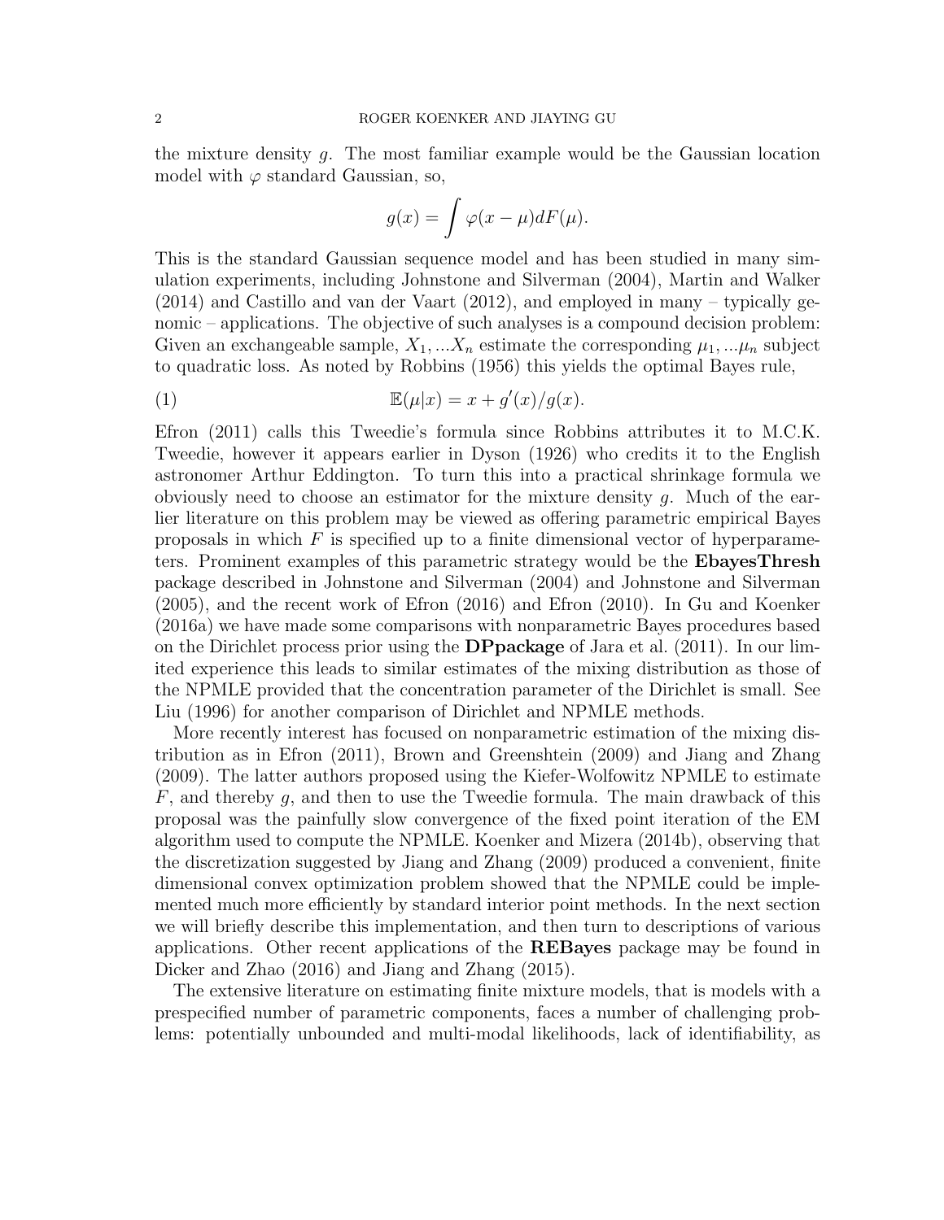the mixture density $g$. The most familiar example would be the Gaussian location model with $\varphi$ standard Gaussian, so,

$$g(x) = \int \varphi(x - \mu) dF(\mu).$$

This is the standard Gaussian sequence model and has been studied in many simulation experiments, including Johnstone and Silverman (2004), Martin and Walker (2014) and Castillo and van der Vaart (2012), and employed in many – typically genomic – applications. The objective of such analyses is a compound decision problem: Given an exchangeable sample, $X_1, ...X_n$ estimate the corresponding $\mu_1, ...\mu_n$ subject to quadratic loss. As noted by Robbins (1956) this yields the optimal Bayes rule,

$$\mathbb{E}(\mu|x) = x + g'(x)/g(x). \tag{1}$$

Efron (2011) calls this Tweedie's formula since Robbins attributes it to M.C.K. Tweedie, however it appears earlier in Dyson (1926) who credits it to the English astronomer Arthur Eddington. To turn this into a practical shrinkage formula we obviously need to choose an estimator for the mixture density $g$. Much of the earlier literature on this problem may be viewed as offering parametric empirical Bayes proposals in which $F$ is specified up to a finite dimensional vector of hyperparameters. Prominent examples of this parametric strategy would be the **EbayesThresh** package described in Johnstone and Silverman (2004) and Johnstone and Silverman (2005), and the recent work of Efron (2016) and Efron (2010). In Gu and Koenker (2016a) we have made some comparisons with nonparametric Bayes procedures based on the Dirichlet process prior using the **DPpackage** of Jara et al. (2011). In our limited experience this leads to similar estimates of the mixing distribution as those of the NPMLE provided that the concentration parameter of the Dirichlet is small. See Liu (1996) for another comparison of Dirichlet and NPMLE methods.

More recently interest has focused on nonparametric estimation of the mixing distribution as in Efron (2011), Brown and Greenshtein (2009) and Jiang and Zhang (2009). The latter authors proposed using the Kiefer-Wolfowitz NPMLE to estimate $F$, and thereby $g$, and then to use the Tweedie formula. The main drawback of this proposal was the painfully slow convergence of the fixed point iteration of the EM algorithm used to compute the NPMLE. Koenker and Mizera (2014b), observing that the discretization suggested by Jiang and Zhang (2009) produced a convenient, finite dimensional convex optimization problem showed that the NPMLE could be implemented much more efficiently by standard interior point methods. In the next section we will briefly describe this implementation, and then turn to descriptions of various applications. Other recent applications of the **REBayes** package may be found in Dicker and Zhao (2016) and Jiang and Zhang (2015).

The extensive literature on estimating finite mixture models, that is models with a prespecified number of parametric components, faces a number of challenging problems: potentially unbounded and multi-modal likelihoods, lack of identifiability, as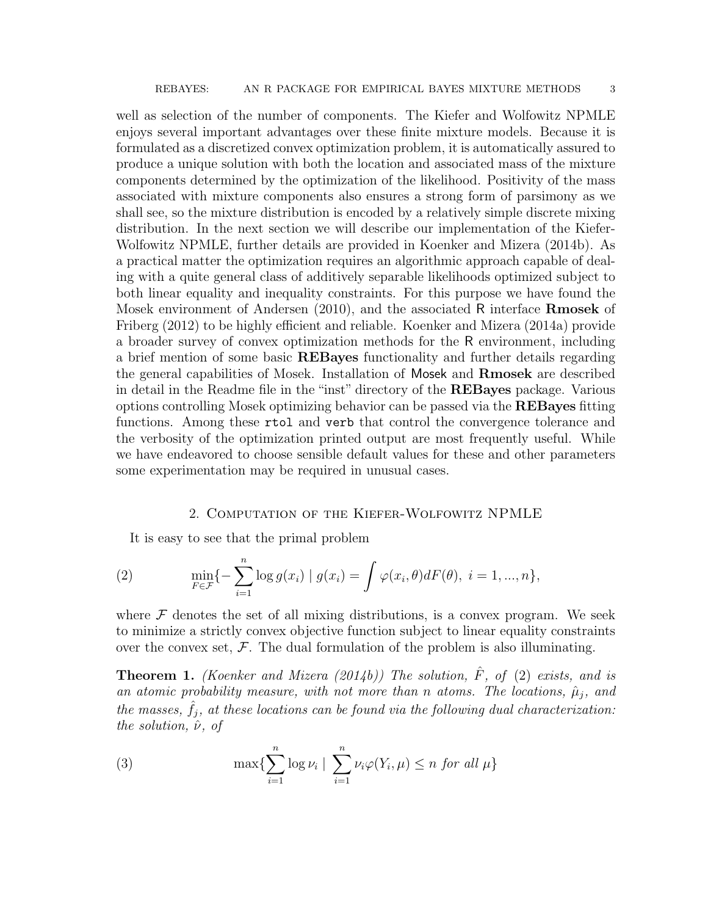well as selection of the number of components. The Kiefer and Wolfowitz NPMLE enjoys several important advantages over these finite mixture models. Because it is formulated as a discretized convex optimization problem, it is automatically assured to produce a unique solution with both the location and associated mass of the mixture components determined by the optimization of the likelihood. Positivity of the mass associated with mixture components also ensures a strong form of parsimony as we shall see, so the mixture distribution is encoded by a relatively simple discrete mixing distribution. In the next section we will describe our implementation of the Kiefer-Wolfowitz NPMLE, further details are provided in Koenker and Mizera (2014b). As a practical matter the optimization requires an algorithmic approach capable of dealing with a quite general class of additively separable likelihoods optimized subject to both linear equality and inequality constraints. For this purpose we have found the Mosek environment of Andersen (2010), and the associated R interface **Rmosek** of Friberg (2012) to be highly efficient and reliable. Koenker and Mizera (2014a) provide a broader survey of convex optimization methods for the R environment, including a brief mention of some basic **REBayes** functionality and further details regarding the general capabilities of Mosek. Installation of Mosek and **Rmosek** are described in detail in the Readme file in the "inst" directory of the **REBayes** package. Various options controlling Mosek optimizing behavior can be passed via the **REBayes** fitting functions. Among these `rtol` and `verb` that control the convergence tolerance and the verbosity of the optimization printed output are most frequently useful. While we have endeavored to choose sensible default values for these and other parameters some experimentation may be required in unusual cases.

## 2. Computation of the Kiefer-Wolfowitz NPMLE

It is easy to see that the primal problem

$$\min_{F \in \mathcal{F}} \{-\sum_{i=1}^{n} \log g(x_i) \mid g(x_i) = \int \varphi(x_i, \theta) dF(\theta),\ i = 1, ..., n\}, \tag{2}$$

where $\mathcal{F}$ denotes the set of all mixing distributions, is a convex program. We seek to minimize a strictly convex objective function subject to linear equality constraints over the convex set, $\mathcal{F}$. The dual formulation of the problem is also illuminating.

**Theorem 1.** *(Koenker and Mizera (2014b)) The solution, $\hat{F}$, of* (2) *exists, and is an atomic probability measure, with not more than $n$ atoms. The locations, $\hat{\mu}_j$, and the masses, $\hat{f}_j$, at these locations can be found via the following dual characterization: the solution, $\hat{\nu}$, of*

$$\max\{\sum_{i=1}^{n} \log \nu_i \mid \sum_{i=1}^{n} \nu_i \varphi(Y_i, \mu) \leq n \text{ for all } \mu\} \tag{3}$$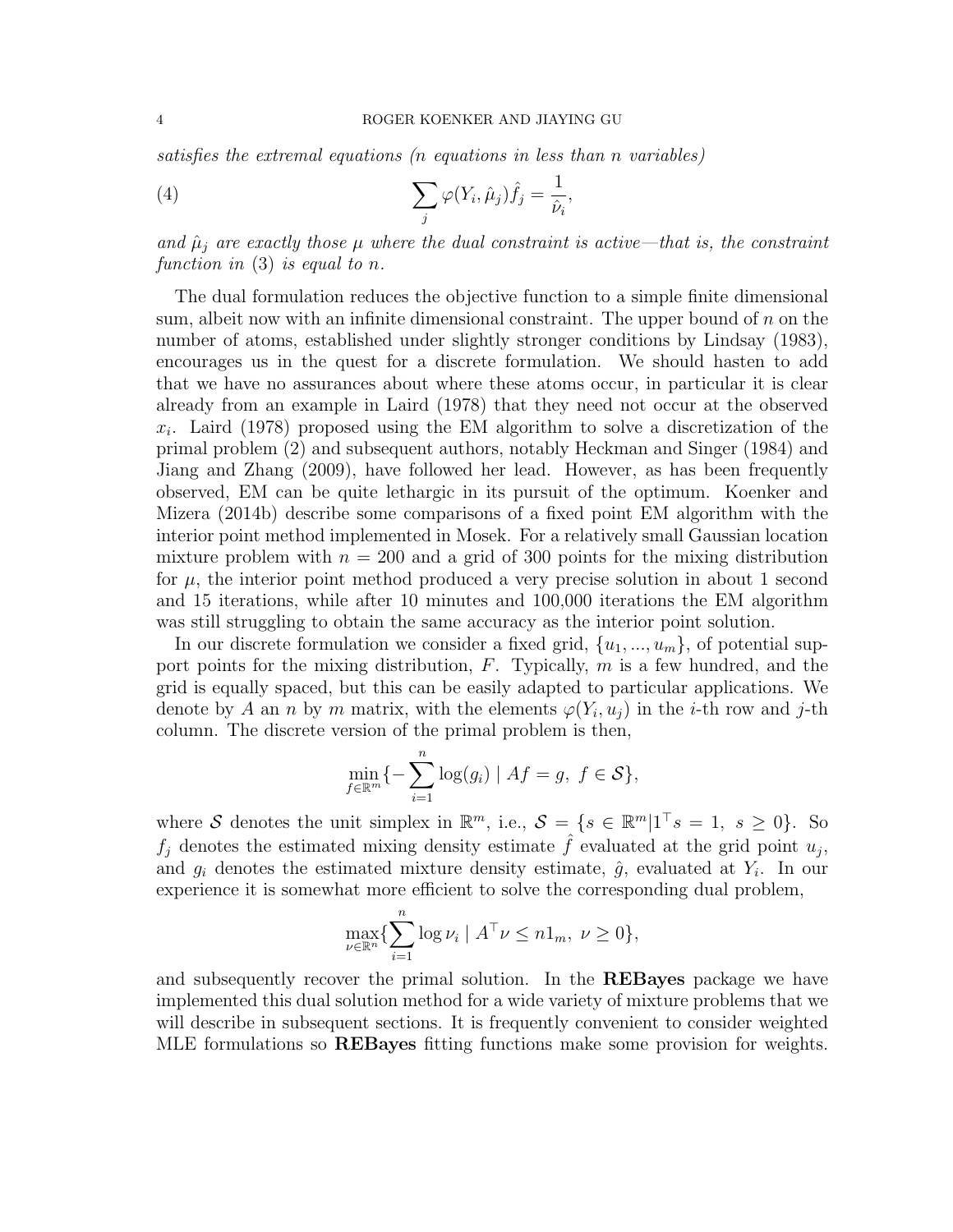*satisfies the extremal equations (n equations in less than n variables)*

$$\sum_j \varphi(Y_i, \hat{\mu}_j)\hat{f}_j = \frac{1}{\hat{\nu}_i}, \tag{4}$$

*and $\hat{\mu}_j$ are exactly those $\mu$ where the dual constraint is active—that is, the constraint function in* (3) *is equal to $n$.*

The dual formulation reduces the objective function to a simple finite dimensional sum, albeit now with an infinite dimensional constraint. The upper bound of $n$ on the number of atoms, established under slightly stronger conditions by Lindsay (1983), encourages us in the quest for a discrete formulation. We should hasten to add that we have no assurances about where these atoms occur, in particular it is clear already from an example in Laird (1978) that they need not occur at the observed $x_i$. Laird (1978) proposed using the EM algorithm to solve a discretization of the primal problem (2) and subsequent authors, notably Heckman and Singer (1984) and Jiang and Zhang (2009), have followed her lead. However, as has been frequently observed, EM can be quite lethargic in its pursuit of the optimum. Koenker and Mizera (2014b) describe some comparisons of a fixed point EM algorithm with the interior point method implemented in Mosek. For a relatively small Gaussian location mixture problem with $n = 200$ and a grid of 300 points for the mixing distribution for $\mu$, the interior point method produced a very precise solution in about 1 second and 15 iterations, while after 10 minutes and 100,000 iterations the EM algorithm was still struggling to obtain the same accuracy as the interior point solution.

In our discrete formulation we consider a fixed grid, $\{u_1, ..., u_m\}$, of potential support points for the mixing distribution, $F$. Typically, $m$ is a few hundred, and the grid is equally spaced, but this can be easily adapted to particular applications. We denote by $A$ an $n$ by $m$ matrix, with the elements $\varphi(Y_i, u_j)$ in the $i$-th row and $j$-th column. The discrete version of the primal problem is then,

$$\min_{f \in \mathbb{R}^m} \{-\sum_{i=1}^{n} \log(g_i) \mid Af = g,\ f \in \mathcal{S}\},$$

where $\mathcal{S}$ denotes the unit simplex in $\mathbb{R}^m$, i.e., $\mathcal{S} = \{s \in \mathbb{R}^m | 1^\top s = 1,\ s \geq 0\}$. So $f_j$ denotes the estimated mixing density estimate $\hat{f}$ evaluated at the grid point $u_j$, and $g_i$ denotes the estimated mixture density estimate, $\hat{g}$, evaluated at $Y_i$. In our experience it is somewhat more efficient to solve the corresponding dual problem,

$$\max_{\nu \in \mathbb{R}^n} \{\sum_{i=1}^{n} \log \nu_i \mid A^\top \nu \leq n 1_m,\ \nu \geq 0\},$$

and subsequently recover the primal solution. In the **REBayes** package we have implemented this dual solution method for a wide variety of mixture problems that we will describe in subsequent sections. It is frequently convenient to consider weighted MLE formulations so **REBayes** fitting functions make some provision for weights.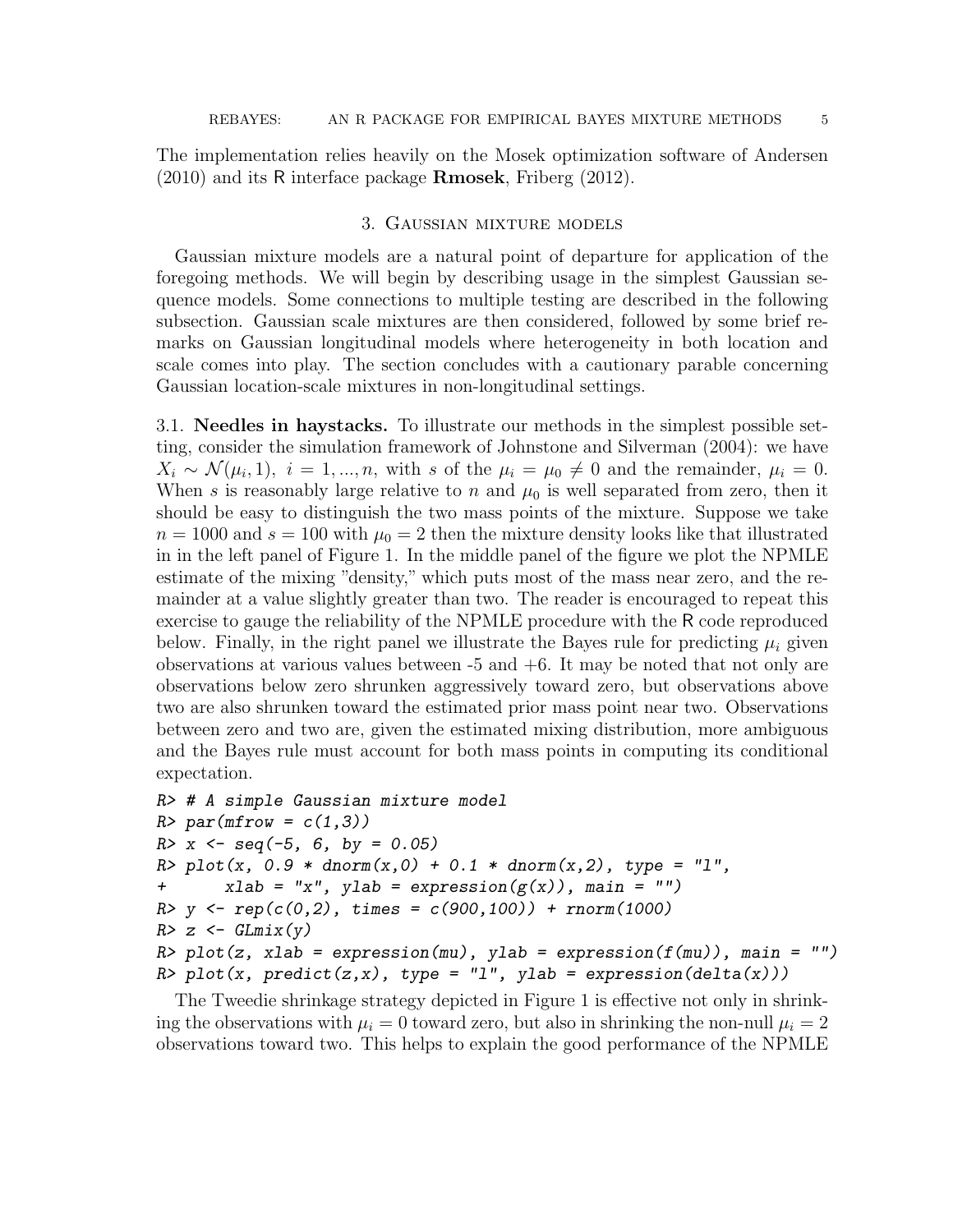The implementation relies heavily on the Mosek optimization software of Andersen (2010) and its R interface package **Rmosek**, Friberg (2012).

## 3. Gaussian mixture models

Gaussian mixture models are a natural point of departure for application of the foregoing methods. We will begin by describing usage in the simplest Gaussian sequence models. Some connections to multiple testing are described in the following subsection. Gaussian scale mixtures are then considered, followed by some brief remarks on Gaussian longitudinal models where heterogeneity in both location and scale comes into play. The section concludes with a cautionary parable concerning Gaussian location-scale mixtures in non-longitudinal settings.

3.1. **Needles in haystacks.** To illustrate our methods in the simplest possible setting, consider the simulation framework of Johnstone and Silverman (2004): we have $X_i \sim \mathcal{N}(\mu_i, 1), \ i = 1, ..., n$, with $s$ of the $\mu_i = \mu_0 \neq 0$ and the remainder, $\mu_i = 0$. When $s$ is reasonably large relative to $n$ and $\mu_0$ is well separated from zero, then it should be easy to distinguish the two mass points of the mixture. Suppose we take $n = 1000$ and $s = 100$ with $\mu_0 = 2$ then the mixture density looks like that illustrated in in the left panel of Figure 1. In the middle panel of the figure we plot the NPMLE estimate of the mixing "density," which puts most of the mass near zero, and the remainder at a value slightly greater than two. The reader is encouraged to repeat this exercise to gauge the reliability of the NPMLE procedure with the R code reproduced below. Finally, in the right panel we illustrate the Bayes rule for predicting $\mu_i$ given observations at various values between -5 and +6. It may be noted that not only are observations below zero shrunken aggressively toward zero, but observations above two are also shrunken toward the estimated prior mass point near two. Observations between zero and two are, given the estimated mixing distribution, more ambiguous and the Bayes rule must account for both mass points in computing its conditional expectation.

```
R> # A simple Gaussian mixture model
R> par(mfrow = c(1,3))
R> x <- seq(-5, 6, by = 0.05)
R> plot(x, 0.9 * dnorm(x,0) + 0.1 * dnorm(x,2), type = "l",
+       xlab = "x", ylab = expression(g(x)), main = "")
R> y <- rep(c(0,2), times = c(900,100)) + rnorm(1000)
R> z <- GLmix(y)
R> plot(z, xlab = expression(mu), ylab = expression(f(mu)), main = "")
R> plot(x, predict(z,x), type = "l", ylab = expression(delta(x)))
```

The Tweedie shrinkage strategy depicted in Figure 1 is effective not only in shrinking the observations with $\mu_i = 0$ toward zero, but also in shrinking the non-null $\mu_i = 2$ observations toward two. This helps to explain the good performance of the NPMLE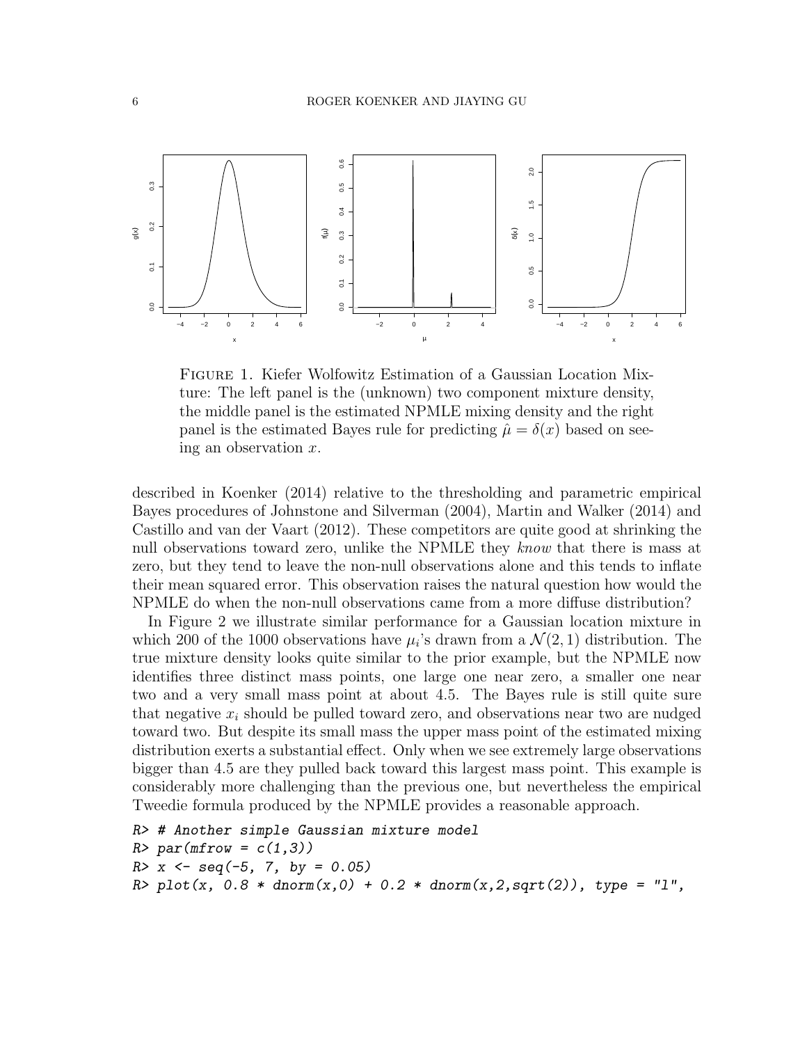Figure 1. Kiefer Wolfowitz Estimation of a Gaussian Location Mixture: The left panel is the (unknown) two component mixture density, the middle panel is the estimated NPMLE mixing density and the right panel is the estimated Bayes rule for predicting $\hat{\mu} = \delta(x)$ based on seeing an observation $x$.

described in Koenker (2014) relative to the thresholding and parametric empirical Bayes procedures of Johnstone and Silverman (2004), Martin and Walker (2014) and Castillo and van der Vaart (2012). These competitors are quite good at shrinking the null observations toward zero, unlike the NPMLE they *know* that there is mass at zero, but they tend to leave the non-null observations alone and this tends to inflate their mean squared error. This observation raises the natural question how would the NPMLE do when the non-null observations came from a more diffuse distribution?

In Figure 2 we illustrate similar performance for a Gaussian location mixture in which 200 of the 1000 observations have $\mu_i$'s drawn from a $\mathcal{N}(2, 1)$ distribution. The true mixture density looks quite similar to the prior example, but the NPMLE now identifies three distinct mass points, one large one near zero, a smaller one near two and a very small mass point at about 4.5. The Bayes rule is still quite sure that negative $x_i$ should be pulled toward zero, and observations near two are nudged toward two. But despite its small mass the upper mass point of the estimated mixing distribution exerts a substantial effect. Only when we see extremely large observations bigger than 4.5 are they pulled back toward this largest mass point. This example is considerably more challenging than the previous one, but nevertheless the empirical Tweedie formula produced by the NPMLE provides a reasonable approach.

```
R> # Another simple Gaussian mixture model
R> par(mfrow = c(1,3))
R> x <- seq(-5, 7, by = 0.05)
R> plot(x, 0.8 * dnorm(x,0) + 0.2 * dnorm(x,2,sqrt(2)), type = "l",
```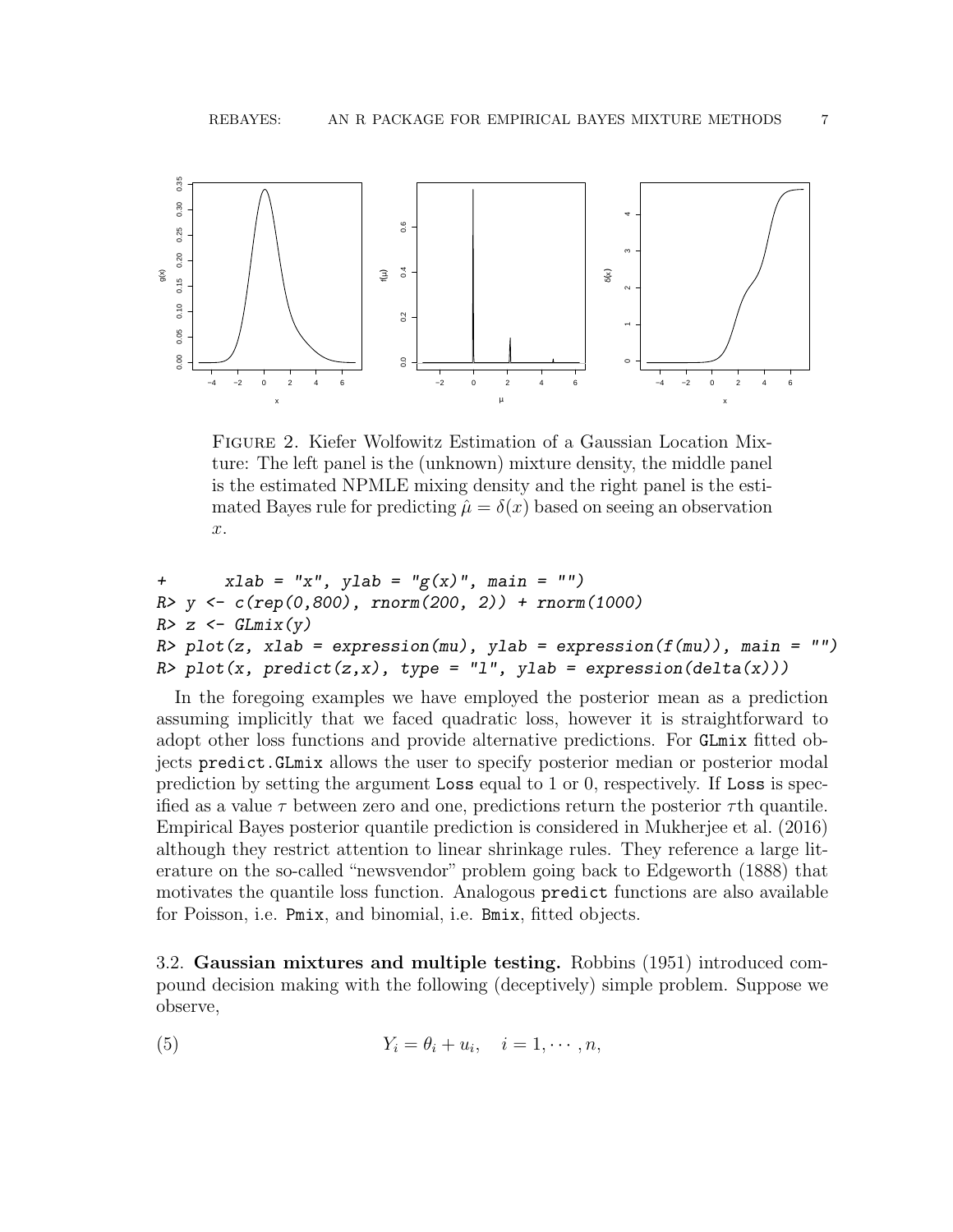FIGURE 2. Kiefer Wolfowitz Estimation of a Gaussian Location Mixture: The left panel is the (unknown) mixture density, the middle panel is the estimated NPMLE mixing density and the right panel is the estimated Bayes rule for predicting $\hat{\mu} = \delta(x)$ based on seeing an observation $x$.

```
+       xlab = "x", ylab = "g(x)", main = "")
R> y <- c(rep(0,800), rnorm(200, 2)) + rnorm(1000)
R> z <- GLmix(y)
R> plot(z, xlab = expression(mu), ylab = expression(f(mu)), main = "")
R> plot(x, predict(z,x), type = "l", ylab = expression(delta(x)))
```

In the foregoing examples we have employed the posterior mean as a prediction assuming implicitly that we faced quadratic loss, however it is straightforward to adopt other loss functions and provide alternative predictions. For `GLmix` fitted objects `predict.GLmix` allows the user to specify posterior median or posterior modal prediction by setting the argument `Loss` equal to 1 or 0, respectively. If `Loss` is specified as a value $\tau$ between zero and one, predictions return the posterior $\tau$th quantile. Empirical Bayes posterior quantile prediction is considered in Mukherjee et al. (2016) although they restrict attention to linear shrinkage rules. They reference a large literature on the so-called "newsvendor" problem going back to Edgeworth (1888) that motivates the quantile loss function. Analogous `predict` functions are also available for Poisson, i.e. `Pmix`, and binomial, i.e. `Bmix`, fitted objects.

3.2. **Gaussian mixtures and multiple testing.** Robbins (1951) introduced compound decision making with the following (deceptively) simple problem. Suppose we observe,

$$Y_i = \theta_i + u_i, \quad i = 1, \cdots, n, \tag{5}$$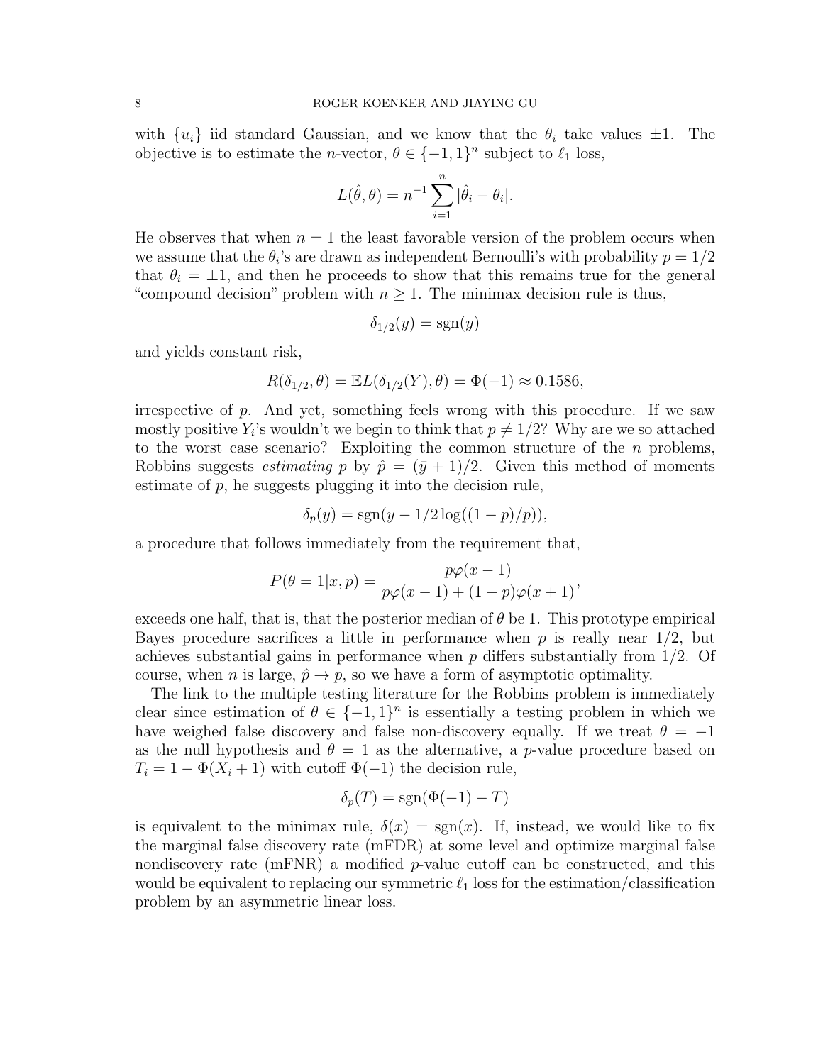with $\{u_i\}$ iid standard Gaussian, and we know that the $\theta_i$ take values $\pm 1$. The objective is to estimate the $n$-vector, $\theta \in \{-1, 1\}^n$ subject to $\ell_1$ loss,

$$L(\hat{\theta}, \theta) = n^{-1} \sum_{i=1}^{n} |\hat{\theta}_i - \theta_i|.$$

He observes that when $n = 1$ the least favorable version of the problem occurs when we assume that the $\theta_i$'s are drawn as independent Bernoulli's with probability $p = 1/2$ that $\theta_i = \pm 1$, and then he proceeds to show that this remains true for the general "compound decision" problem with $n \geq 1$. The minimax decision rule is thus,

$$\delta_{1/2}(y) = \text{sgn}(y)$$

and yields constant risk,

$$R(\delta_{1/2}, \theta) = \mathbb{E}L(\delta_{1/2}(Y), \theta) = \Phi(-1) \approx 0.1586,$$

irrespective of $p$. And yet, something feels wrong with this procedure. If we saw mostly positive $Y_i$'s wouldn't we begin to think that $p \neq 1/2$? Why are we so attached to the worst case scenario? Exploiting the common structure of the $n$ problems, Robbins suggests *estimating* $p$ by $\hat{p} = (\bar{y} + 1)/2$. Given this method of moments estimate of $p$, he suggests plugging it into the decision rule,

$$\delta_p(y) = \text{sgn}(y - 1/2 \log((1 - p)/p)),$$

a procedure that follows immediately from the requirement that,

$$P(\theta = 1 | x, p) = \frac{p\varphi(x - 1)}{p\varphi(x - 1) + (1 - p)\varphi(x + 1)},$$

exceeds one half, that is, that the posterior median of $\theta$ be 1. This prototype empirical Bayes procedure sacrifices a little in performance when $p$ is really near $1/2$, but achieves substantial gains in performance when $p$ differs substantially from $1/2$. Of course, when $n$ is large, $\hat{p} \to p$, so we have a form of asymptotic optimality.

The link to the multiple testing literature for the Robbins problem is immediately clear since estimation of $\theta \in \{-1, 1\}^n$ is essentially a testing problem in which we have weighed false discovery and false non-discovery equally. If we treat $\theta = -1$ as the null hypothesis and $\theta = 1$ as the alternative, a $p$-value procedure based on $T_i = 1 - \Phi(X_i + 1)$ with cutoff $\Phi(-1)$ the decision rule,

$$\delta_p(T) = \text{sgn}(\Phi(-1) - T)$$

is equivalent to the minimax rule, $\delta(x) = \text{sgn}(x)$. If, instead, we would like to fix the marginal false discovery rate (mFDR) at some level and optimize marginal false nondiscovery rate (mFNR) a modified $p$-value cutoff can be constructed, and this would be equivalent to replacing our symmetric $\ell_1$ loss for the estimation/classification problem by an asymmetric linear loss.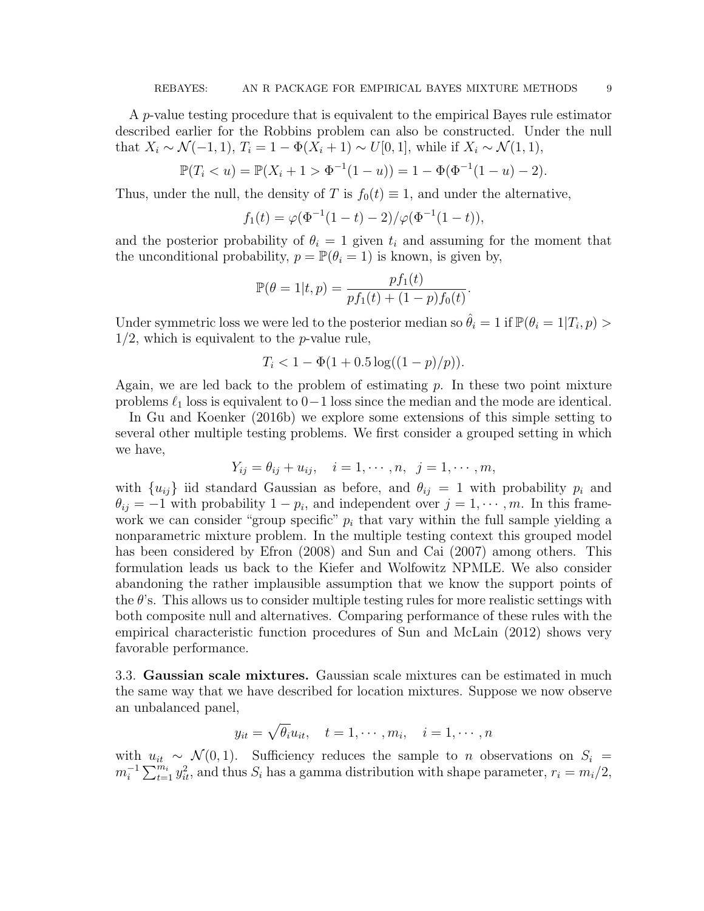A $p$-value testing procedure that is equivalent to the empirical Bayes rule estimator described earlier for the Robbins problem can also be constructed. Under the null that $X_i \sim \mathcal{N}(-1, 1)$, $T_i = 1 - \Phi(X_i + 1) \sim U[0, 1]$, while if $X_i \sim \mathcal{N}(1, 1)$,

$$\mathbb{P}(T_i < u) = \mathbb{P}(X_i + 1 > \Phi^{-1}(1 - u)) = 1 - \Phi(\Phi^{-1}(1 - u) - 2).$$

Thus, under the null, the density of $T$ is $f_0(t) \equiv 1$, and under the alternative,

$$f_1(t) = \varphi(\Phi^{-1}(1 - t) - 2)/\varphi(\Phi^{-1}(1 - t)),$$

and the posterior probability of $\theta_i = 1$ given $t_i$ and assuming for the moment that the unconditional probability, $p = \mathbb{P}(\theta_i = 1)$ is known, is given by,

$$\mathbb{P}(\theta = 1|t, p) = \frac{pf_1(t)}{pf_1(t) + (1 - p)f_0(t)}.$$

Under symmetric loss we were led to the posterior median so $\hat{\theta}_i = 1$ if $\mathbb{P}(\theta_i = 1|T_i, p) > 1/2$, which is equivalent to the $p$-value rule,

$$T_i < 1 - \Phi(1 + 0.5 \log((1 - p)/p)).$$

Again, we are led back to the problem of estimating $p$. In these two point mixture problems $\ell_1$ loss is equivalent to $0-1$ loss since the median and the mode are identical.

In Gu and Koenker (2016b) we explore some extensions of this simple setting to several other multiple testing problems. We first consider a grouped setting in which we have,

$$Y_{ij} = \theta_{ij} + u_{ij}, \quad i = 1, \cdots, n, \quad j = 1, \cdots, m,$$

with $\{u_{ij}\}$ iid standard Gaussian as before, and $\theta_{ij} = 1$ with probability $p_i$ and $\theta_{ij} = -1$ with probability $1 - p_i$, and independent over $j = 1, \cdots, m$. In this framework we can consider "group specific" $p_i$ that vary within the full sample yielding a nonparametric mixture problem. In the multiple testing context this grouped model has been considered by Efron (2008) and Sun and Cai (2007) among others. This formulation leads us back to the Kiefer and Wolfowitz NPMLE. We also consider abandoning the rather implausible assumption that we know the support points of the $\theta$'s. This allows us to consider multiple testing rules for more realistic settings with both composite null and alternatives. Comparing performance of these rules with the empirical characteristic function procedures of Sun and McLain (2012) shows very favorable performance.

### 3.3. Gaussian scale mixtures.

Gaussian scale mixtures can be estimated in much the same way that we have described for location mixtures. Suppose we now observe an unbalanced panel,

$$y_{it} = \sqrt{\theta_i} u_{it}, \quad t = 1, \cdots, m_i, \quad i = 1, \cdots, n$$

with $u_{it} \sim \mathcal{N}(0, 1)$. Sufficiency reduces the sample to $n$ observations on $S_i = m_i^{-1} \sum_{t=1}^{m_i} y_{it}^2$, and thus $S_i$ has a gamma distribution with shape parameter, $r_i = m_i/2$,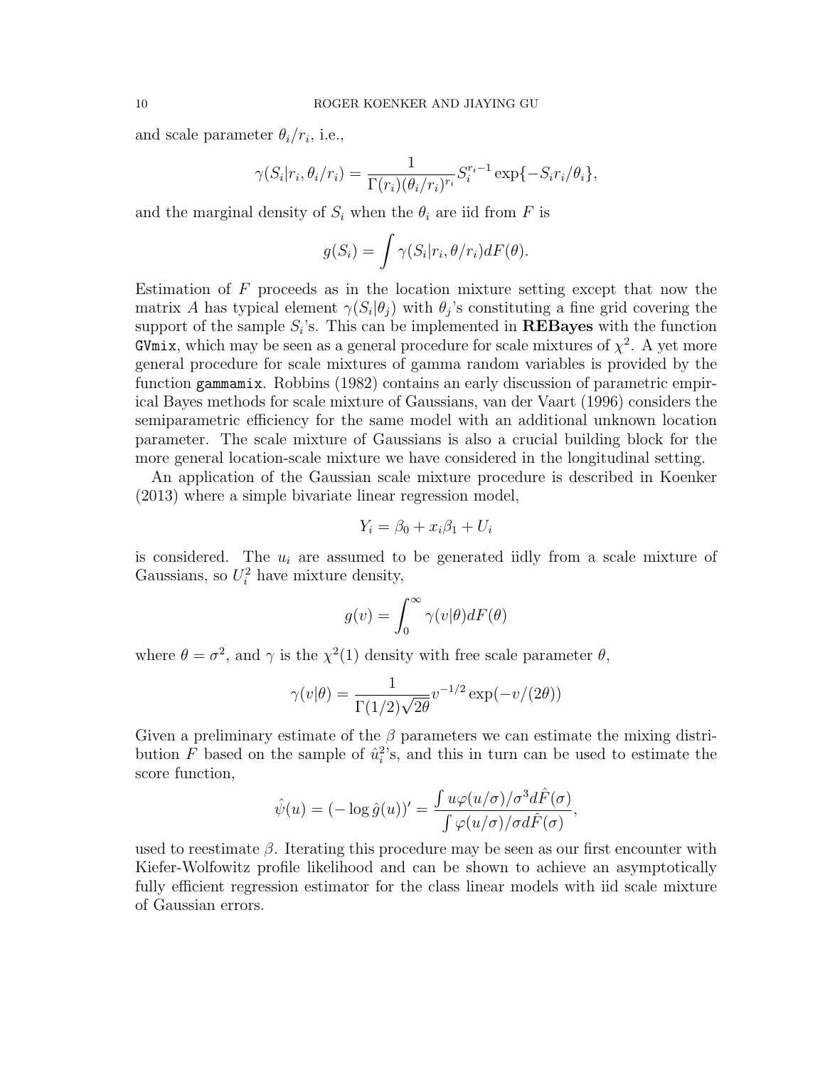and scale parameter $\theta_i/r_i$, i.e.,

$$\gamma(S_i|r_i, \theta_i/r_i) = \frac{1}{\Gamma(r_i)(\theta_i/r_i)^{r_i}} S_i^{r_i-1} \exp\{-S_i r_i/\theta_i\},$$

and the marginal density of $S_i$ when the $\theta_i$ are iid from $F$ is

$$g(S_i) = \int \gamma(S_i|r_i, \theta/r_i) dF(\theta).$$

Estimation of $F$ proceeds as in the location mixture setting except that now the matrix $A$ has typical element $\gamma(S_i|\theta_j)$ with $\theta_j$'s constituting a fine grid covering the support of the sample $S_i$'s. This can be implemented in **REBayes** with the function `GVmix`, which may be seen as a general procedure for scale mixtures of $\chi^2$. A yet more general procedure for scale mixtures of gamma random variables is provided by the function `gammamix`. Robbins (1982) contains an early discussion of parametric empirical Bayes methods for scale mixture of Gaussians, van der Vaart (1996) considers the semiparametric efficiency for the same model with an additional unknown location parameter. The scale mixture of Gaussians is also a crucial building block for the more general location-scale mixture we have considered in the longitudinal setting.

An application of the Gaussian scale mixture procedure is described in Koenker (2013) where a simple bivariate linear regression model,

$$Y_i = \beta_0 + x_i\beta_1 + U_i$$

is considered. The $u_i$ are assumed to be generated iidly from a scale mixture of Gaussians, so $U_i^2$ have mixture density,

$$g(v) = \int_0^\infty \gamma(v|\theta) dF(\theta)$$

where $\theta = \sigma^2$, and $\gamma$ is the $\chi^2(1)$ density with free scale parameter $\theta$,

$$\gamma(v|\theta) = \frac{1}{\Gamma(1/2)\sqrt{2\theta}} v^{-1/2} \exp(-v/(2\theta))$$

Given a preliminary estimate of the $\beta$ parameters we can estimate the mixing distribution $F$ based on the sample of $\hat{u}_i^2$'s, and this in turn can be used to estimate the score function,

$$\hat{\psi}(u) = (-\log \hat{g}(u))' = \frac{\int u\varphi(u/\sigma)/\sigma^3 d\hat{F}(\sigma)}{\int \varphi(u/\sigma)/\sigma d\hat{F}(\sigma)},$$

used to reestimate $\beta$. Iterating this procedure may be seen as our first encounter with Kiefer-Wolfowitz profile likelihood and can be shown to achieve an asymptotically fully efficient regression estimator for the class linear models with iid scale mixture of Gaussian errors.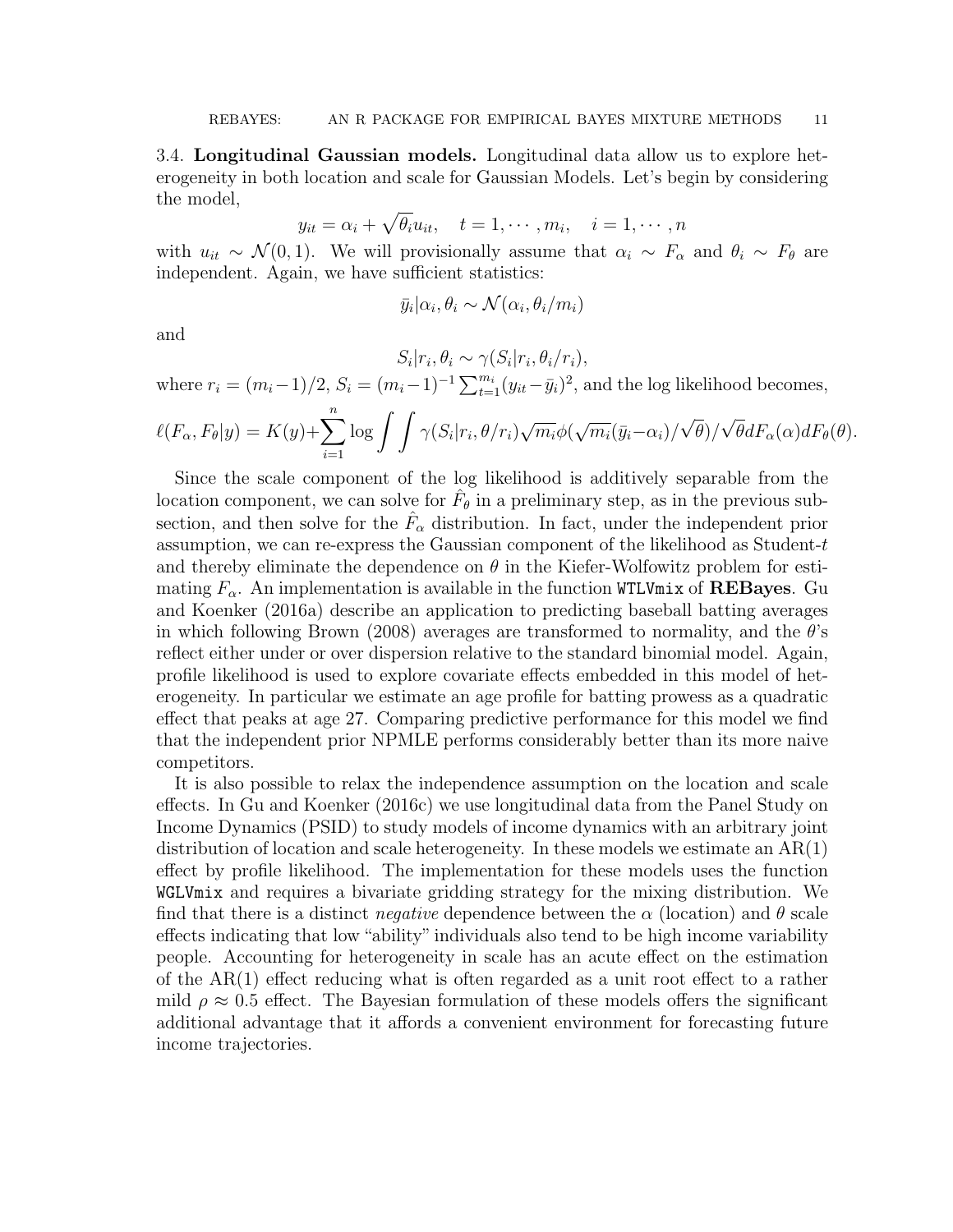**3.4. Longitudinal Gaussian models.** Longitudinal data allow us to explore heterogeneity in both location and scale for Gaussian Models. Let's begin by considering the model,

$$y_{it} = \alpha_i + \sqrt{\theta_i} u_{it}, \quad t = 1, \cdots, m_i, \quad i = 1, \cdots, n$$

with $u_{it} \sim \mathcal{N}(0, 1)$. We will provisionally assume that $\alpha_i \sim F_\alpha$ and $\theta_i \sim F_\theta$ are independent. Again, we have sufficient statistics:

$$\bar{y}_i | \alpha_i, \theta_i \sim \mathcal{N}(\alpha_i, \theta_i / m_i)$$

and

$$S_i | r_i, \theta_i \sim \gamma(S_i | r_i, \theta_i / r_i),$$

where $r_i = (m_i - 1)/2$, $S_i = (m_i - 1)^{-1} \sum_{t=1}^{m_i} (y_{it} - \bar{y}_i)^2$, and the log likelihood becomes,

$$\ell(F_\alpha, F_\theta | y) = K(y) + \sum_{i=1}^{n} \log \int \int \gamma(S_i | r_i, \theta / r_i) \sqrt{m_i} \phi(\sqrt{m_i}(\bar{y}_i - \alpha_i)/\sqrt{\theta}) / \sqrt{\theta} dF_\alpha(\alpha) dF_\theta(\theta).$$

Since the scale component of the log likelihood is additively separable from the location component, we can solve for $\hat{F}_\theta$ in a preliminary step, as in the previous subsection, and then solve for the $\hat{F}_\alpha$ distribution. In fact, under the independent prior assumption, we can re-express the Gaussian component of the likelihood as Student-$t$ and thereby eliminate the dependence on $\theta$ in the Kiefer-Wolfowitz problem for estimating $F_\alpha$. An implementation is available in the function `WTLVmix` of **REBayes**. Gu and Koenker (2016a) describe an application to predicting baseball batting averages in which following Brown (2008) averages are transformed to normality, and the $\theta$'s reflect either under or over dispersion relative to the standard binomial model. Again, profile likelihood is used to explore covariate effects embedded in this model of heterogeneity. In particular we estimate an age profile for batting prowess as a quadratic effect that peaks at age 27. Comparing predictive performance for this model we find that the independent prior NPMLE performs considerably better than its more naive competitors.

It is also possible to relax the independence assumption on the location and scale effects. In Gu and Koenker (2016c) we use longitudinal data from the Panel Study on Income Dynamics (PSID) to study models of income dynamics with an arbitrary joint distribution of location and scale heterogeneity. In these models we estimate an AR(1) effect by profile likelihood. The implementation for these models uses the function `WGLVmix` and requires a bivariate gridding strategy for the mixing distribution. We find that there is a distinct *negative* dependence between the $\alpha$ (location) and $\theta$ scale effects indicating that low "ability" individuals also tend to be high income variability people. Accounting for heterogeneity in scale has an acute effect on the estimation of the AR(1) effect reducing what is often regarded as a unit root effect to a rather mild $\rho \approx 0.5$ effect. The Bayesian formulation of these models offers the significant additional advantage that it affords a convenient environment for forecasting future income trajectories.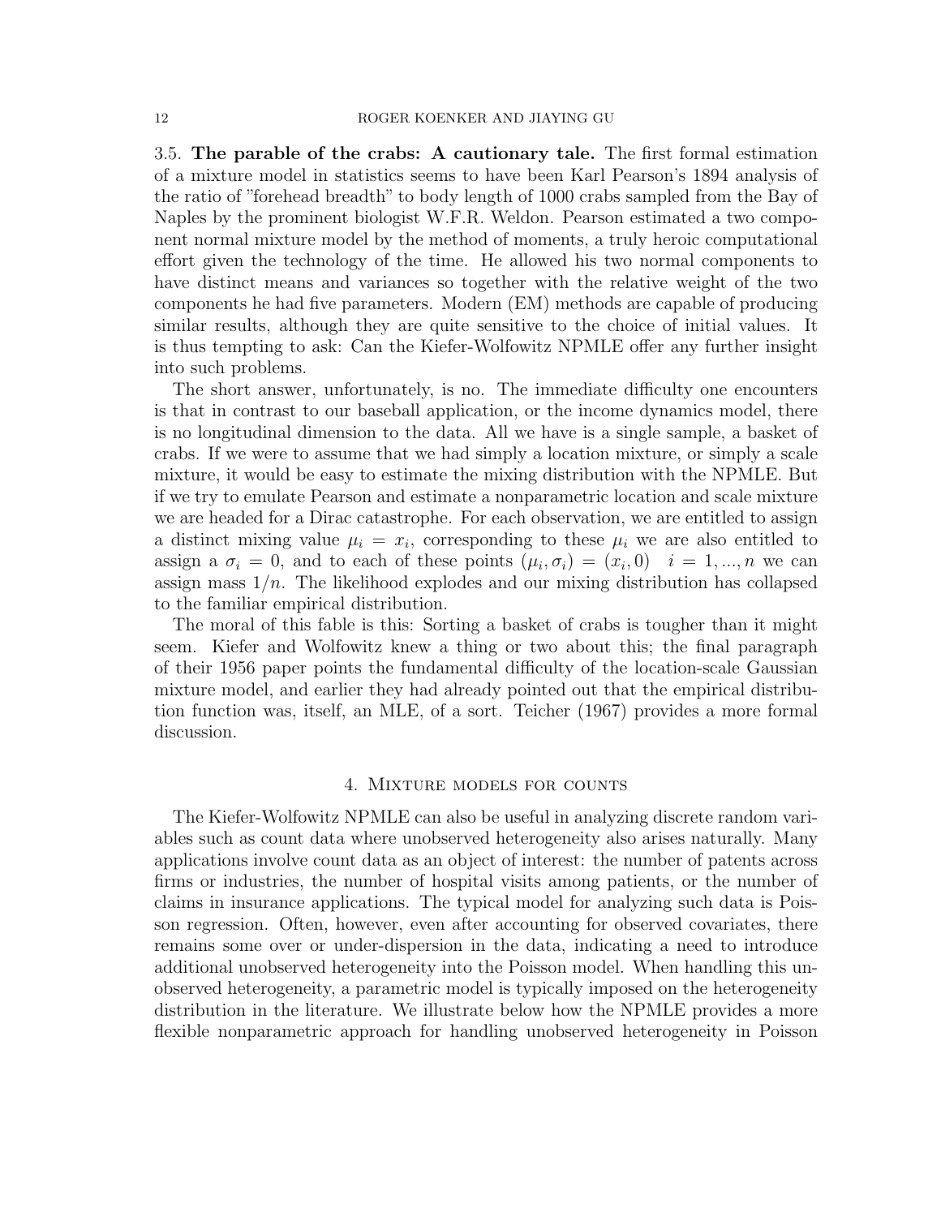### 3.5. The parable of the crabs: A cautionary tale.

The first formal estimation of a mixture model in statistics seems to have been Karl Pearson's 1894 analysis of the ratio of "forehead breadth" to body length of 1000 crabs sampled from the Bay of Naples by the prominent biologist W.F.R. Weldon. Pearson estimated a two component normal mixture model by the method of moments, a truly heroic computational effort given the technology of the time. He allowed his two normal components to have distinct means and variances so together with the relative weight of the two components he had five parameters. Modern (EM) methods are capable of producing similar results, although they are quite sensitive to the choice of initial values. It is thus tempting to ask: Can the Kiefer-Wolfowitz NPMLE offer any further insight into such problems.

The short answer, unfortunately, is no. The immediate difficulty one encounters is that in contrast to our baseball application, or the income dynamics model, there is no longitudinal dimension to the data. All we have is a single sample, a basket of crabs. If we were to assume that we had simply a location mixture, or simply a scale mixture, it would be easy to estimate the mixing distribution with the NPMLE. But if we try to emulate Pearson and estimate a nonparametric location and scale mixture we are headed for a Dirac catastrophe. For each observation, we are entitled to assign a distinct mixing value $\mu_i = x_i$, corresponding to these $\mu_i$ we are also entitled to assign a $\sigma_i = 0$, and to each of these points $(\mu_i, \sigma_i) = (x_i, 0) \quad i = 1, ..., n$ we can assign mass $1/n$. The likelihood explodes and our mixing distribution has collapsed to the familiar empirical distribution.

The moral of this fable is this: Sorting a basket of crabs is tougher than it might seem. Kiefer and Wolfowitz knew a thing or two about this; the final paragraph of their 1956 paper points the fundamental difficulty of the location-scale Gaussian mixture model, and earlier they had already pointed out that the empirical distribution function was, itself, an MLE, of a sort. Teicher (1967) provides a more formal discussion.

## 4. Mixture models for counts

The Kiefer-Wolfowitz NPMLE can also be useful in analyzing discrete random variables such as count data where unobserved heterogeneity also arises naturally. Many applications involve count data as an object of interest: the number of patents across firms or industries, the number of hospital visits among patients, or the number of claims in insurance applications. The typical model for analyzing such data is Poisson regression. Often, however, even after accounting for observed covariates, there remains some over or under-dispersion in the data, indicating a need to introduce additional unobserved heterogeneity into the Poisson model. When handling this unobserved heterogeneity, a parametric model is typically imposed on the heterogeneity distribution in the literature. We illustrate below how the NPMLE provides a more flexible nonparametric approach for handling unobserved heterogeneity in Poisson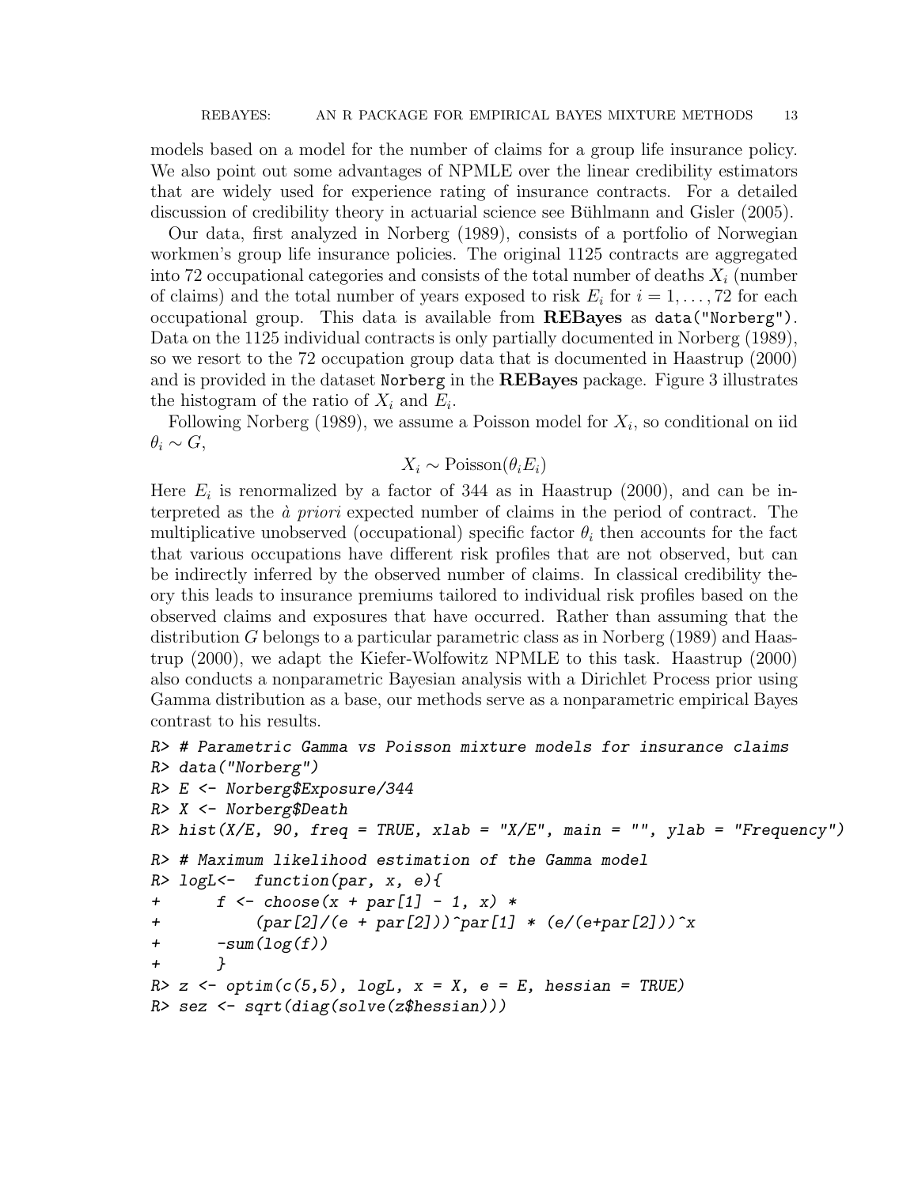models based on a model for the number of claims for a group life insurance policy. We also point out some advantages of NPMLE over the linear credibility estimators that are widely used for experience rating of insurance contracts. For a detailed discussion of credibility theory in actuarial science see Bühlmann and Gisler (2005).

Our data, first analyzed in Norberg (1989), consists of a portfolio of Norwegian workmen's group life insurance policies. The original 1125 contracts are aggregated into 72 occupational categories and consists of the total number of deaths $X_i$ (number of claims) and the total number of years exposed to risk $E_i$ for $i = 1, \ldots, 72$ for each occupational group. This data is available from **REBayes** as `data("Norberg")`. Data on the 1125 individual contracts is only partially documented in Norberg (1989), so we resort to the 72 occupation group data that is documented in Haastrup (2000) and is provided in the dataset `Norberg` in the **REBayes** package. Figure 3 illustrates the histogram of the ratio of $X_i$ and $E_i$.

Following Norberg (1989), we assume a Poisson model for $X_i$, so conditional on iid $\theta_i \sim G$,

$$X_i \sim \text{Poisson}(\theta_i E_i)$$

Here $E_i$ is renormalized by a factor of 344 as in Haastrup (2000), and can be interpreted as the *à priori* expected number of claims in the period of contract. The multiplicative unobserved (occupational) specific factor $\theta_i$ then accounts for the fact that various occupations have different risk profiles that are not observed, but can be indirectly inferred by the observed number of claims. In classical credibility theory this leads to insurance premiums tailored to individual risk profiles based on the observed claims and exposures that have occurred. Rather than assuming that the distribution $G$ belongs to a particular parametric class as in Norberg (1989) and Haastrup (2000), we adapt the Kiefer-Wolfowitz NPMLE to this task. Haastrup (2000) also conducts a nonparametric Bayesian analysis with a Dirichlet Process prior using Gamma distribution as a base, our methods serve as a nonparametric empirical Bayes contrast to his results.

```
R> # Parametric Gamma vs Poisson mixture models for insurance claims
R> data("Norberg")
R> E <- Norberg$Exposure/344
R> X <- Norberg$Death
R> hist(X/E, 90, freq = TRUE, xlab = "X/E", main = "", ylab = "Frequency")
R> # Maximum likelihood estimation of the Gamma model
R> logL<-  function(par, x, e){
+      f <- choose(x + par[1] - 1, x) *
+          (par[2]/(e + par[2]))^par[1] * (e/(e+par[2]))^x
+      -sum(log(f))
+      }
R> z <- optim(c(5,5), logL, x = X, e = E, hessian = TRUE)
R> sez <- sqrt(diag(solve(z$hessian)))
```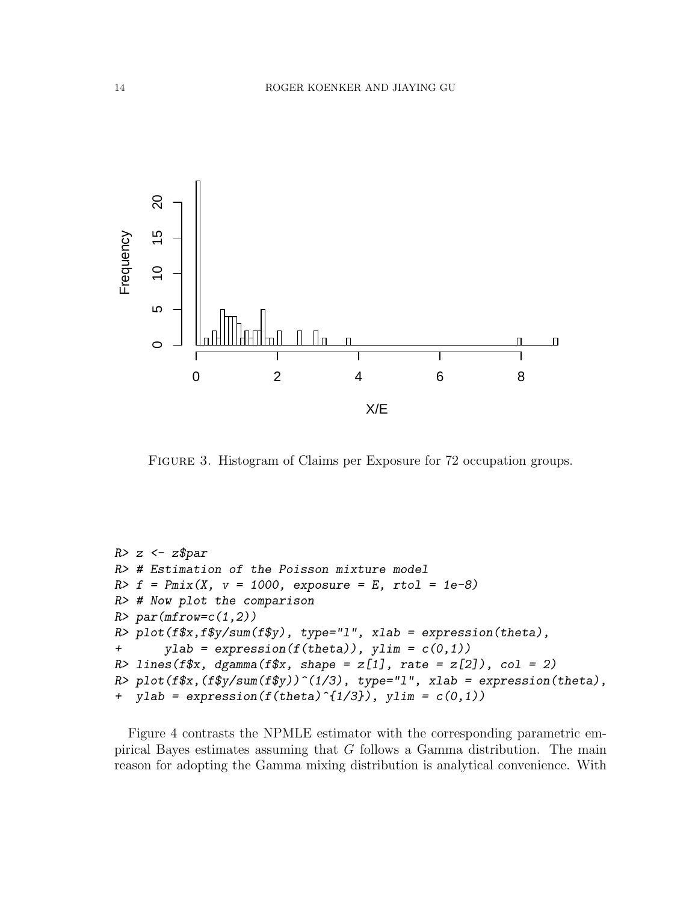Figure 3. Histogram of Claims per Exposure for 72 occupation groups.

```
R> z <- z$par
R> # Estimation of the Poisson mixture model
R> f = Pmix(X, v = 1000, exposure = E, rtol = 1e-8)
R> # Now plot the comparison
R> par(mfrow=c(1,2))
R> plot(f$x,f$y/sum(f$y), type="l", xlab = expression(theta),
+       ylab = expression(f(theta)), ylim = c(0,1))
R> lines(f$x, dgamma(f$x, shape = z[1], rate = z[2]), col = 2)
R> plot(f$x,(f$y/sum(f$y))^(1/3), type="l", xlab = expression(theta),
+  ylab = expression(f(theta)^{1/3}), ylim = c(0,1))
```

Figure 4 contrasts the NPMLE estimator with the corresponding parametric empirical Bayes estimates assuming that $G$ follows a Gamma distribution. The main reason for adopting the Gamma mixing distribution is analytical convenience. With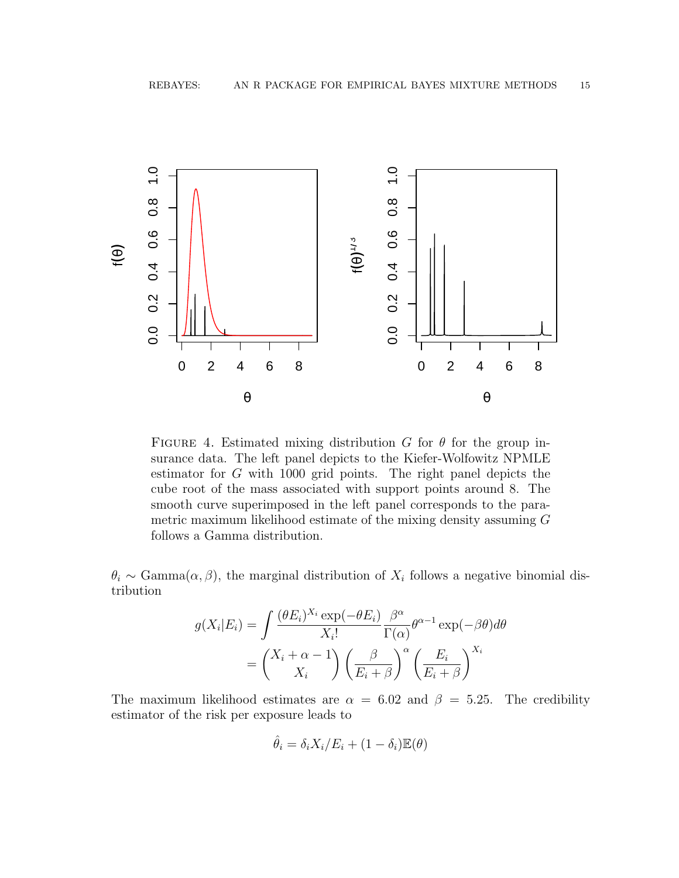FIGURE 4. Estimated mixing distribution $G$ for $\theta$ for the group insurance data. The left panel depicts to the Kiefer-Wolfowitz NPMLE estimator for $G$ with 1000 grid points. The right panel depicts the cube root of the mass associated with support points around 8. The smooth curve superimposed in the left panel corresponds to the parametric maximum likelihood estimate of the mixing density assuming $G$ follows a Gamma distribution.

$\theta_i \sim \text{Gamma}(\alpha, \beta)$, the marginal distribution of $X_i$ follows a negative binomial distribution

$$
\begin{aligned}
g(X_i|E_i) &= \int \frac{(\theta E_i)^{X_i} \exp(-\theta E_i)}{X_i!} \frac{\beta^\alpha}{\Gamma(\alpha)} \theta^{\alpha-1} \exp(-\beta\theta) d\theta \\
&= \binom{X_i + \alpha - 1}{X_i} \left(\frac{\beta}{E_i + \beta}\right)^\alpha \left(\frac{E_i}{E_i + \beta}\right)^{X_i}
\end{aligned}
$$

The maximum likelihood estimates are $\alpha = 6.02$ and $\beta = 5.25$. The credibility estimator of the risk per exposure leads to

$$
\hat{\theta}_i = \delta_i X_i / E_i + (1 - \delta_i)\mathbb{E}(\theta)
$$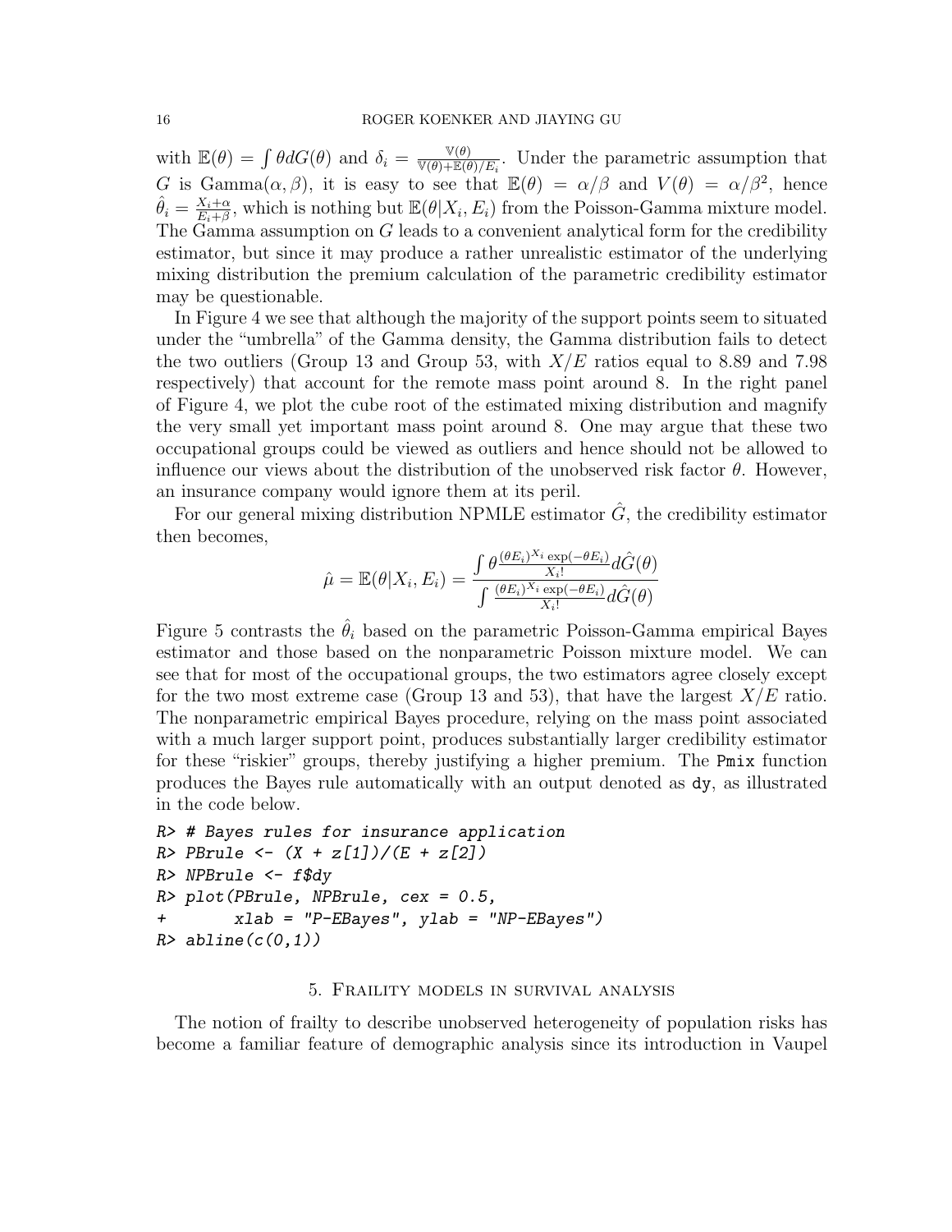with $\mathbb{E}(\theta) = \int \theta dG(\theta)$ and $\delta_i = \frac{\mathbb{V}(\theta)}{\mathbb{V}(\theta)+\mathbb{E}(\theta)/E_i}$. Under the parametric assumption that $G$ is Gamma$(\alpha, \beta)$, it is easy to see that $\mathbb{E}(\theta) = \alpha/\beta$ and $V(\theta) = \alpha/\beta^2$, hence $\hat{\theta}_i = \frac{X_i+\alpha}{E_i+\beta}$, which is nothing but $\mathbb{E}(\theta|X_i, E_i)$ from the Poisson-Gamma mixture model. The Gamma assumption on $G$ leads to a convenient analytical form for the credibility estimator, but since it may produce a rather unrealistic estimator of the underlying mixing distribution the premium calculation of the parametric credibility estimator may be questionable.

In Figure 4 we see that although the majority of the support points seem to situated under the "umbrella" of the Gamma density, the Gamma distribution fails to detect the two outliers (Group 13 and Group 53, with $X/E$ ratios equal to 8.89 and 7.98 respectively) that account for the remote mass point around 8. In the right panel of Figure 4, we plot the cube root of the estimated mixing distribution and magnify the very small yet important mass point around 8. One may argue that these two occupational groups could be viewed as outliers and hence should not be allowed to influence our views about the distribution of the unobserved risk factor $\theta$. However, an insurance company would ignore them at its peril.

For our general mixing distribution NPMLE estimator $\hat{G}$, the credibility estimator then becomes,

$$\hat{\mu} = \mathbb{E}(\theta|X_i, E_i) = \frac{\int \theta \frac{(\theta E_i)^{X_i} \exp(-\theta E_i)}{X_i!} d\hat{G}(\theta)}{\int \frac{(\theta E_i)^{X_i} \exp(-\theta E_i)}{X_i!} d\hat{G}(\theta)}$$

Figure 5 contrasts the $\hat{\theta}_i$ based on the parametric Poisson-Gamma empirical Bayes estimator and those based on the nonparametric Poisson mixture model. We can see that for most of the occupational groups, the two estimators agree closely except for the two most extreme case (Group 13 and 53), that have the largest $X/E$ ratio. The nonparametric empirical Bayes procedure, relying on the mass point associated with a much larger support point, produces substantially larger credibility estimator for these "riskier" groups, thereby justifying a higher premium. The `Pmix` function produces the Bayes rule automatically with an output denoted as `dy`, as illustrated in the code below.

```
R> # Bayes rules for insurance application
R> PBrule <- (X + z[1])/(E + z[2])
R> NPBrule <- f$dy
R> plot(PBrule, NPBrule, cex = 0.5,
+       xlab = "P-EBayes", ylab = "NP-EBayes")
R> abline(c(0,1))
```

## 5. Fraility models in survival analysis

The notion of frailty to describe unobserved heterogeneity of population risks has become a familiar feature of demographic analysis since its introduction in Vaupel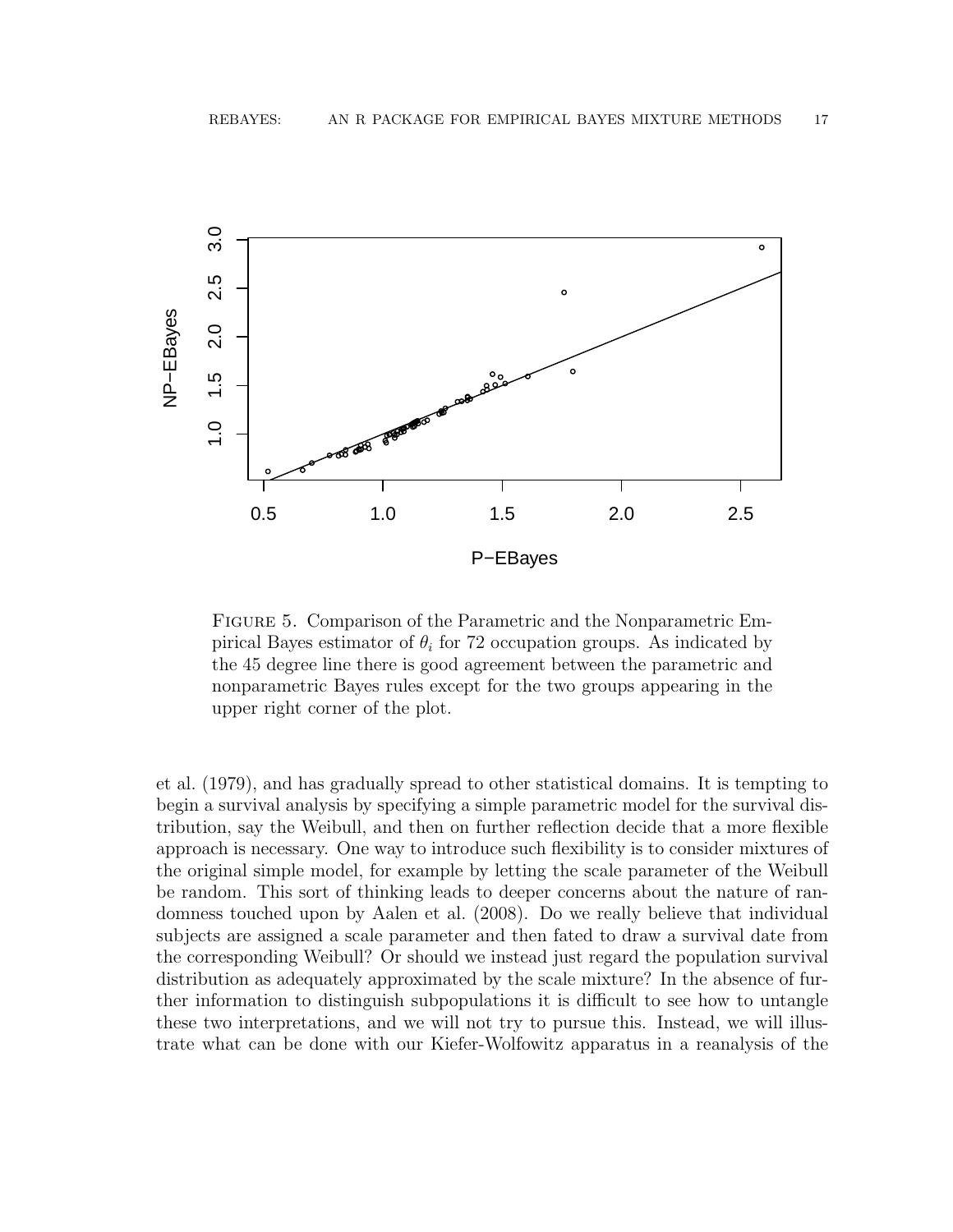Figure 5. Comparison of the Parametric and the Nonparametric Empirical Bayes estimator of $\theta_i$ for 72 occupation groups. As indicated by the 45 degree line there is good agreement between the parametric and nonparametric Bayes rules except for the two groups appearing in the upper right corner of the plot.

et al. (1979), and has gradually spread to other statistical domains. It is tempting to begin a survival analysis by specifying a simple parametric model for the survival distribution, say the Weibull, and then on further reflection decide that a more flexible approach is necessary. One way to introduce such flexibility is to consider mixtures of the original simple model, for example by letting the scale parameter of the Weibull be random. This sort of thinking leads to deeper concerns about the nature of randomness touched upon by Aalen et al. (2008). Do we really believe that individual subjects are assigned a scale parameter and then fated to draw a survival date from the corresponding Weibull? Or should we instead just regard the population survival distribution as adequately approximated by the scale mixture? In the absence of further information to distinguish subpopulations it is difficult to see how to untangle these two interpretations, and we will not try to pursue this. Instead, we will illustrate what can be done with our Kiefer-Wolfowitz apparatus in a reanalysis of the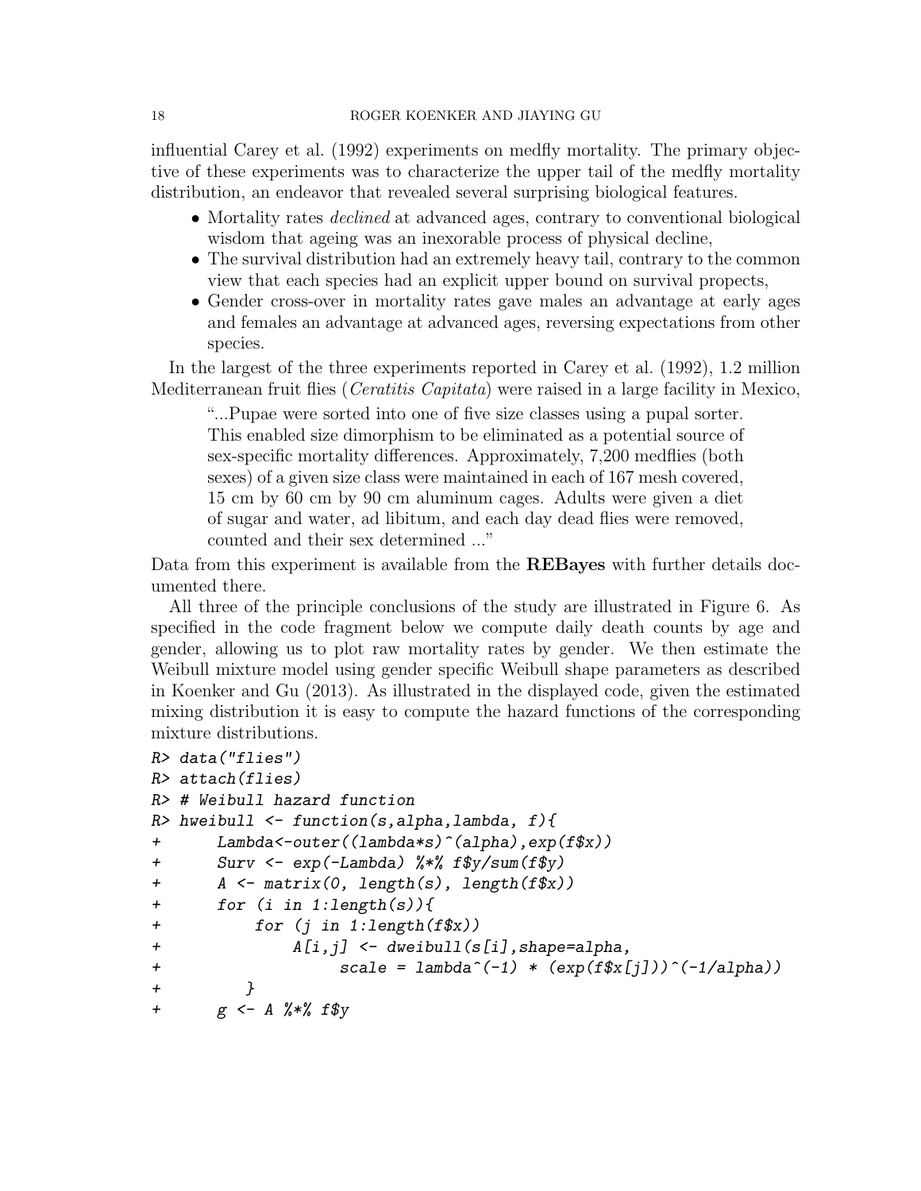influential Carey et al. (1992) experiments on medfly mortality. The primary objective of these experiments was to characterize the upper tail of the medfly mortality distribution, an endeavor that revealed several surprising biological features.

- Mortality rates *declined* at advanced ages, contrary to conventional biological wisdom that ageing was an inexorable process of physical decline,
- The survival distribution had an extremely heavy tail, contrary to the common view that each species had an explicit upper bound on survival propects,
- Gender cross-over in mortality rates gave males an advantage at early ages and females an advantage at advanced ages, reversing expectations from other species.

In the largest of the three experiments reported in Carey et al. (1992), 1.2 million Mediterranean fruit flies (*Ceratitis Capitata*) were raised in a large facility in Mexico,

> "...Pupae were sorted into one of five size classes using a pupal sorter. This enabled size dimorphism to be eliminated as a potential source of sex-specific mortality differences. Approximately, 7,200 medflies (both sexes) of a given size class were maintained in each of 167 mesh covered, 15 cm by 60 cm by 90 cm aluminum cages. Adults were given a diet of sugar and water, ad libitum, and each day dead flies were removed, counted and their sex determined ..."

Data from this experiment is available from the **REBayes** with further details documented there.

All three of the principle conclusions of the study are illustrated in Figure 6. As specified in the code fragment below we compute daily death counts by age and gender, allowing us to plot raw mortality rates by gender. We then estimate the Weibull mixture model using gender specific Weibull shape parameters as described in Koenker and Gu (2013). As illustrated in the displayed code, given the estimated mixing distribution it is easy to compute the hazard functions of the corresponding mixture distributions.

```
R> data("flies")
R> attach(flies)
R> # Weibull hazard function
R> hweibull <- function(s,alpha,lambda, f){
+       Lambda<-outer((lambda*s)^(alpha),exp(f$x))
+       Surv <- exp(-Lambda) %*% f$y/sum(f$y)
+       A <- matrix(0, length(s), length(f$x))
+       for (i in 1:length(s)){
+           for (j in 1:length(f$x))
+               A[i,j] <- dweibull(s[i],shape=alpha,
+                     scale = lambda^(-1) * (exp(f$x[j]))^(-1/alpha))
+           }
+       g <- A %*% f$y
```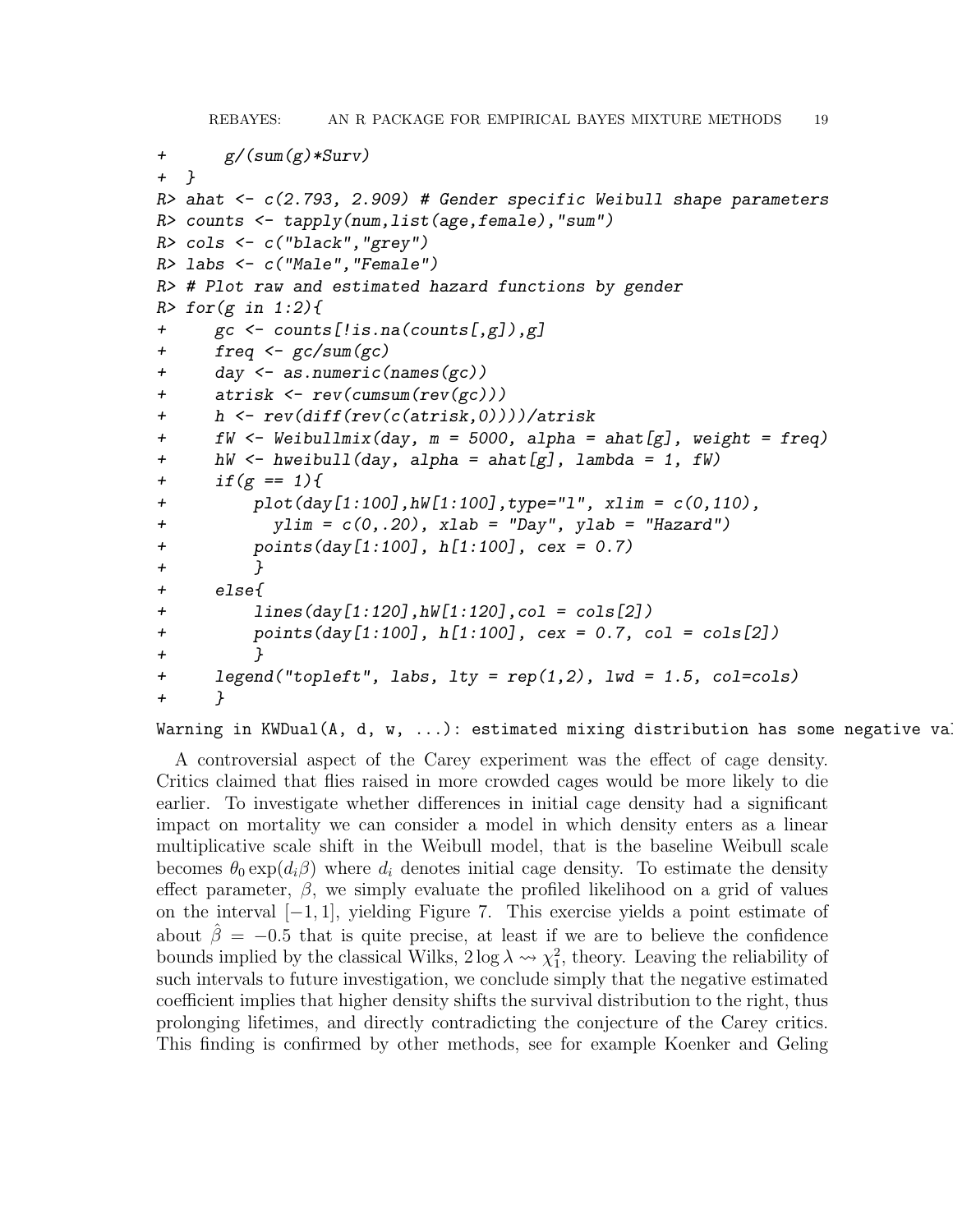```
+       g/(sum(g)*Surv)
+   }
R> ahat <- c(2.793, 2.909) # Gender specific Weibull shape parameters
R> counts <- tapply(num,list(age,female),"sum")
R> cols <- c("black","grey")
R> labs <- c("Male","Female")
R> # Plot raw and estimated hazard functions by gender
R> for(g in 1:2){
+      gc <- counts[!is.na(counts[,g]),g]
+      freq <- gc/sum(gc)
+      day <- as.numeric(names(gc))
+      atrisk <- rev(cumsum(rev(gc)))
+      h <- rev(diff(rev(c(atrisk,0))))/atrisk
+      fW <- Weibullmix(day, m = 5000, alpha = ahat[g], weight = freq)
+      hW <- hweibull(day, alpha = ahat[g], lambda = 1, fW)
+      if(g == 1){
+          plot(day[1:100],hW[1:100],type="l", xlim = c(0,110),
+            ylim = c(0,.20), xlab = "Day", ylab = "Hazard")
+          points(day[1:100], h[1:100], cex = 0.7)
+          }
+      else{
+          lines(day[1:120],hW[1:120],col = cols[2])
+          points(day[1:100], h[1:100], cex = 0.7, col = cols[2])
+          }
+      legend("topleft", labs, lty = rep(1,2), lwd = 1.5, col=cols)
+      }

Warning in KWDual(A, d, w, ...): estimated mixing distribution has some negative val
```

A controversial aspect of the Carey experiment was the effect of cage density. Critics claimed that flies raised in more crowded cages would be more likely to die earlier. To investigate whether differences in initial cage density had a significant impact on mortality we can consider a model in which density enters as a linear multiplicative scale shift in the Weibull model, that is the baseline Weibull scale becomes $\theta_0 \exp(d_i \beta)$ where $d_i$ denotes initial cage density. To estimate the density effect parameter, $\beta$, we simply evaluate the profiled likelihood on a grid of values on the interval $[-1, 1]$, yielding Figure 7. This exercise yields a point estimate of about $\hat{\beta} = -0.5$ that is quite precise, at least if we are to believe the confidence bounds implied by the classical Wilks, $2 \log \lambda \rightsquigarrow \chi^2_1$, theory. Leaving the reliability of such intervals to future investigation, we conclude simply that the negative estimated coefficient implies that higher density shifts the survival distribution to the right, thus prolonging lifetimes, and directly contradicting the conjecture of the Carey critics. This finding is confirmed by other methods, see for example Koenker and Geling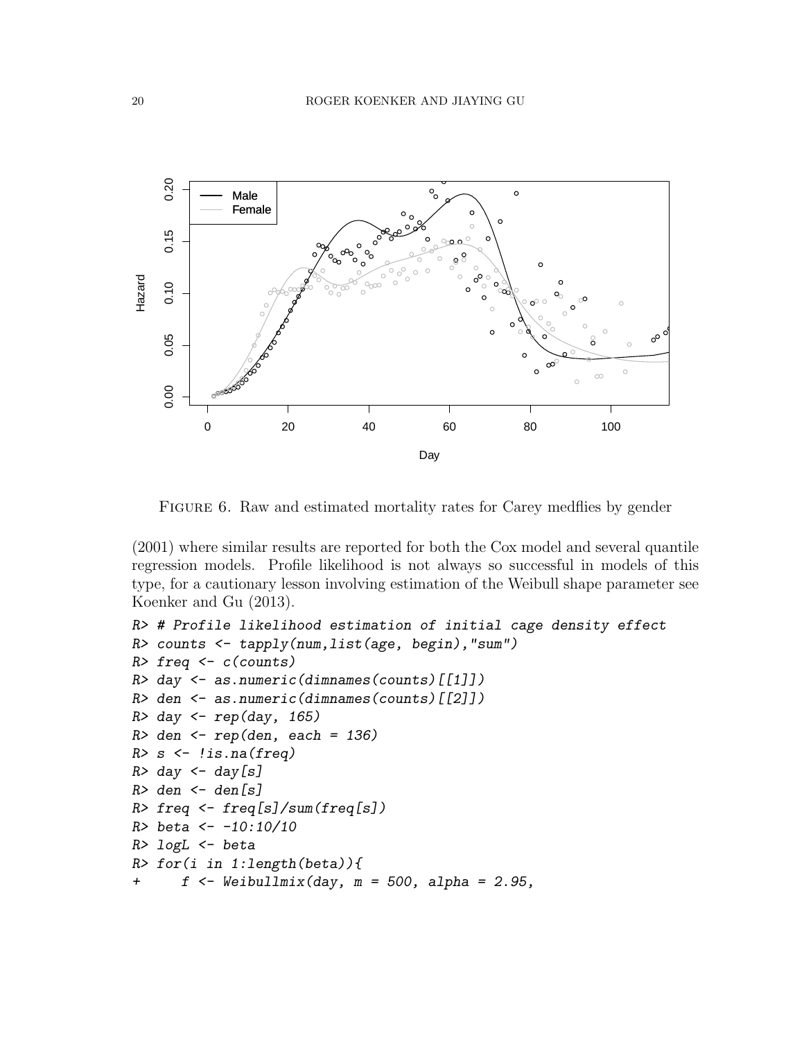FIGURE 6. Raw and estimated mortality rates for Carey medflies by gender

(2001) where similar results are reported for both the Cox model and several quantile regression models. Profile likelihood is not always so successful in models of this type, for a cautionary lesson involving estimation of the Weibull shape parameter see Koenker and Gu (2013).

```
R> # Profile likelihood estimation of initial cage density effect
R> counts <- tapply(num,list(age, begin),"sum")
R> freq <- c(counts)
R> day <- as.numeric(dimnames(counts)[[1]])
R> den <- as.numeric(dimnames(counts)[[2]])
R> day <- rep(day, 165)
R> den <- rep(den, each = 136)
R> s <- !is.na(freq)
R> day <- day[s]
R> den <- den[s]
R> freq <- freq[s]/sum(freq[s])
R> beta <- -10:10/10
R> logL <- beta
R> for(i in 1:length(beta)){
+     f <- Weibullmix(day, m = 500, alpha = 2.95,
```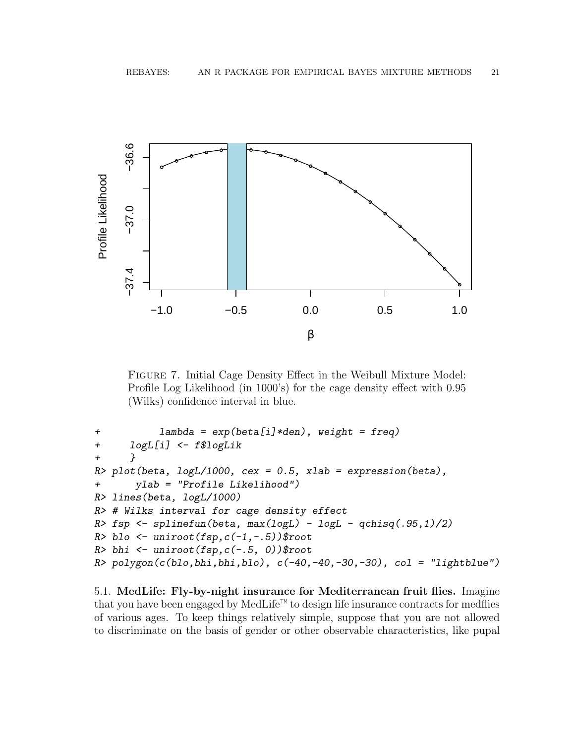FIGURE 7. Initial Cage Density Effect in the Weibull Mixture Model: Profile Log Likelihood (in 1000's) for the cage density effect with 0.95 (Wilks) confidence interval in blue.

```
+          lambda = exp(beta[i]*den), weight = freq)
+     logL[i] <- f$logLik
+     }
R> plot(beta, logL/1000, cex = 0.5, xlab = expression(beta),
+      ylab = "Profile Likelihood")
R> lines(beta, logL/1000)
R> # Wilks interval for cage density effect
R> fsp <- splinefun(beta, max(logL) - logL - qchisq(.95,1)/2)
R> blo <- uniroot(fsp,c(-1,-.5))$root
R> bhi <- uniroot(fsp,c(-.5, 0))$root
R> polygon(c(blo,bhi,bhi,blo), c(-40,-40,-30,-30), col = "lightblue")
```

5.1. **MedLife: Fly-by-night insurance for Mediterranean fruit flies.** Imagine that you have been engaged by MedLife™ to design life insurance contracts for medflies of various ages. To keep things relatively simple, suppose that you are not allowed to discriminate on the basis of gender or other observable characteristics, like pupal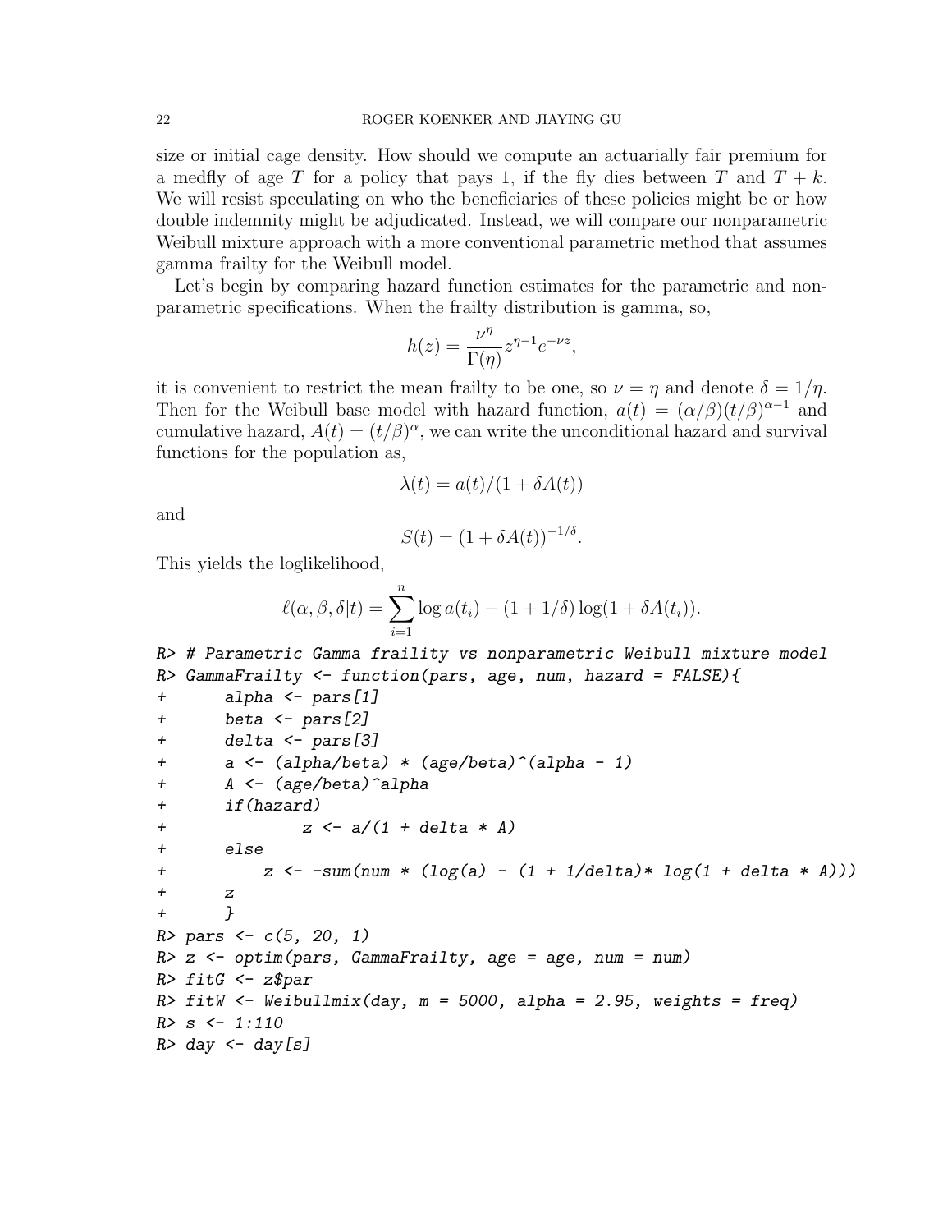size or initial cage density. How should we compute an actuarially fair premium for a medfly of age $T$ for a policy that pays 1, if the fly dies between $T$ and $T + k$. We will resist speculating on who the beneficiaries of these policies might be or how double indemnity might be adjudicated. Instead, we will compare our nonparametric Weibull mixture approach with a more conventional parametric method that assumes gamma frailty for the Weibull model.

Let's begin by comparing hazard function estimates for the parametric and nonparametric specifications. When the frailty distribution is gamma, so,

$$h(z) = \frac{\nu^\eta}{\Gamma(\eta)} z^{\eta-1} e^{-\nu z},$$

it is convenient to restrict the mean frailty to be one, so $\nu = \eta$ and denote $\delta = 1/\eta$. Then for the Weibull base model with hazard function, $a(t) = (\alpha/\beta)(t/\beta)^{\alpha-1}$ and cumulative hazard, $A(t) = (t/\beta)^\alpha$, we can write the unconditional hazard and survival functions for the population as,

$$\lambda(t) = a(t)/(1 + \delta A(t))$$

and

$$S(t) = (1 + \delta A(t))^{-1/\delta}.$$

This yields the loglikelihood,

$$\ell(\alpha, \beta, \delta | t) = \sum_{i=1}^{n} \log a(t_i) - (1 + 1/\delta) \log(1 + \delta A(t_i)).$$

```
R> # Parametric Gamma fraility vs nonparametric Weibull mixture model
R> GammaFrailty <- function(pars, age, num, hazard = FALSE){
+       alpha <- pars[1]
+       beta <- pars[2]
+       delta <- pars[3]
+       a <- (alpha/beta) * (age/beta)^(alpha - 1)
+       A <- (age/beta)^alpha
+       if(hazard)
+               z <- a/(1 + delta * A)
+       else
+           z <- -sum(num * (log(a) - (1 + 1/delta)* log(1 + delta * A)))
+       z
+       }
R> pars <- c(5, 20, 1)
R> z <- optim(pars, GammaFrailty, age = age, num = num)
R> fitG <- z$par
R> fitW <- Weibullmix(day, m = 5000, alpha = 2.95, weights = freq)
R> s <- 1:110
R> day <- day[s]
```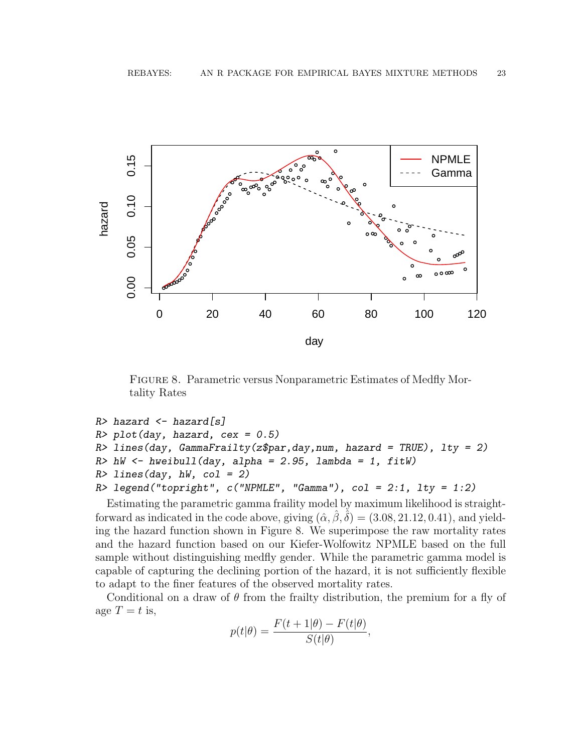FIGURE 8. Parametric versus Nonparametric Estimates of Medfly Mortality Rates

```
R> hazard <- hazard[s]
R> plot(day, hazard, cex = 0.5)
R> lines(day, GammaFrailty(z$par,day,num, hazard = TRUE), lty = 2)
R> hW <- hweibull(day, alpha = 2.95, lambda = 1, fitW)
R> lines(day, hW, col = 2)
R> legend("topright", c("NPMLE", "Gamma"), col = 2:1, lty = 1:2)
```

Estimating the parametric gamma fraility model by maximum likelihood is straightforward as indicated in the code above, giving $(\hat{\alpha}, \hat{\beta}, \hat{\delta}) = (3.08, 21.12, 0.41)$, and yielding the hazard function shown in Figure 8. We superimpose the raw mortality rates and the hazard function based on our Kiefer-Wolfowitz NPMLE based on the full sample without distinguishing medfly gender. While the parametric gamma model is capable of capturing the declining portion of the hazard, it is not sufficiently flexible to adapt to the finer features of the observed mortality rates.

Conditional on a draw of $\theta$ from the frailty distribution, the premium for a fly of age $T = t$ is,

$$p(t|\theta) = \frac{F(t+1|\theta) - F(t|\theta)}{S(t|\theta)},$$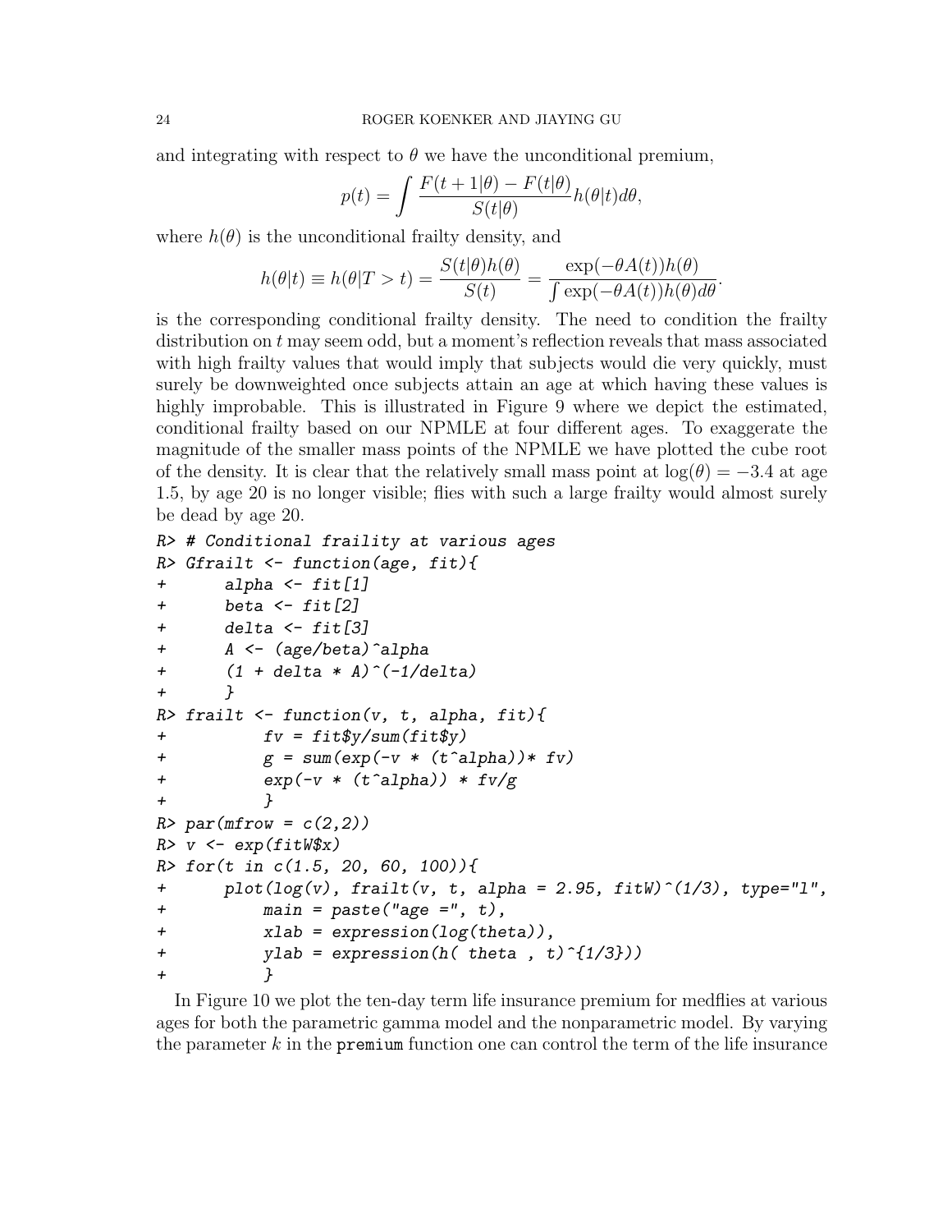and integrating with respect to $\theta$ we have the unconditional premium,

$$p(t) = \int \frac{F(t+1|\theta) - F(t|\theta)}{S(t|\theta)} h(\theta|t) d\theta,$$

where $h(\theta)$ is the unconditional frailty density, and

$$h(\theta|t) \equiv h(\theta|T > t) = \frac{S(t|\theta)h(\theta)}{S(t)} = \frac{\exp(-\theta A(t))h(\theta)}{\int \exp(-\theta A(t))h(\theta)d\theta}.$$

is the corresponding conditional frailty density. The need to condition the frailty distribution on $t$ may seem odd, but a moment's reflection reveals that mass associated with high frailty values that would imply that subjects would die very quickly, must surely be downweighted once subjects attain an age at which having these values is highly improbable. This is illustrated in Figure 9 where we depict the estimated, conditional frailty based on our NPMLE at four different ages. To exaggerate the magnitude of the smaller mass points of the NPMLE we have plotted the cube root of the density. It is clear that the relatively small mass point at $\log(\theta) = -3.4$ at age 1.5, by age 20 is no longer visible; flies with such a large frailty would almost surely be dead by age 20.

```
R> # Conditional fraility at various ages
R> Gfrailt <- function(age, fit){
+       alpha <- fit[1]
+       beta <- fit[2]
+       delta <- fit[3]
+       A <- (age/beta)^alpha
+       (1 + delta * A)^(-1/delta)
+       }
R> frailt <- function(v, t, alpha, fit){
+           fv = fit$y/sum(fit$y)
+           g = sum(exp(-v * (t^alpha))* fv)
+           exp(-v * (t^alpha)) * fv/g
+           }
R> par(mfrow = c(2,2))
R> v <- exp(fitW$x)
R> for(t in c(1.5, 20, 60, 100)){
+       plot(log(v), frailt(v, t, alpha = 2.95, fitW)^(1/3), type="l",
+           main = paste("age =", t),
+           xlab = expression(log(theta)),
+           ylab = expression(h( theta , t)^{1/3}))
+           }
```

In Figure 10 we plot the ten-day term life insurance premium for medflies at various ages for both the parametric gamma model and the nonparametric model. By varying the parameter $k$ in the `premium` function one can control the term of the life insurance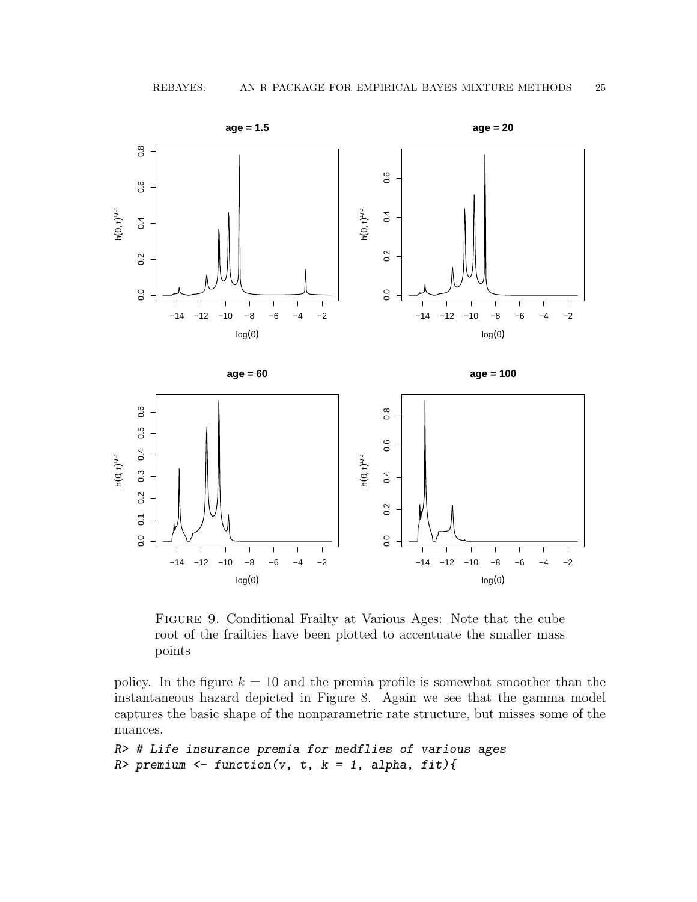Figure 9. Conditional Frailty at Various Ages: Note that the cube root of the frailties have been plotted to accentuate the smaller mass points

policy. In the figure $k = 10$ and the premia profile is somewhat smoother than the instantaneous hazard depicted in Figure 8. Again we see that the gamma model captures the basic shape of the nonparametric rate structure, but misses some of the nuances.

```
R> # Life insurance premia for medflies of various ages
R> premium <- function(v, t, k = 1, alpha, fit){
```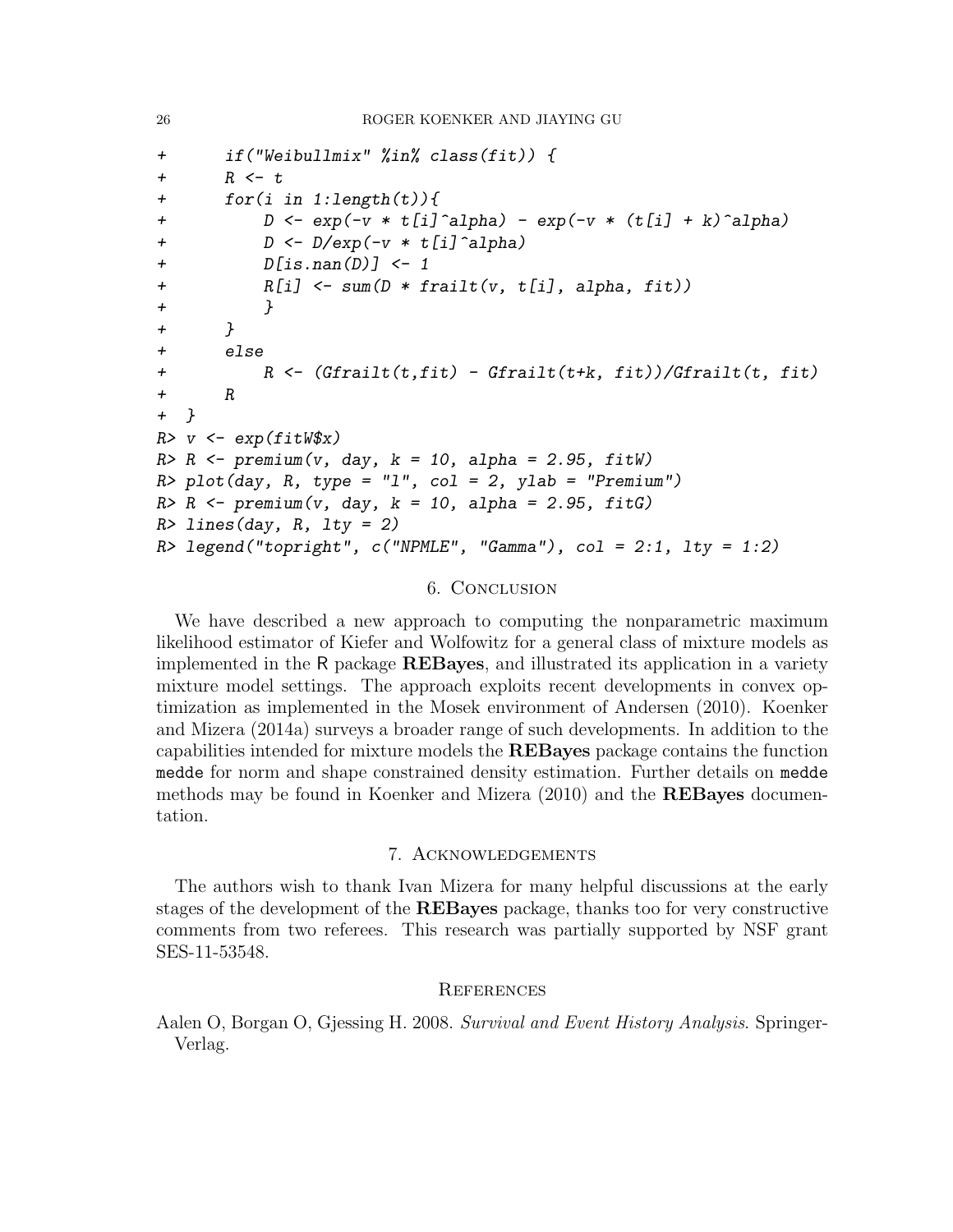```
+       if("Weibullmix" %in% class(fit)) {
+       R <- t
+       for(i in 1:length(t)){
+           D <- exp(-v * t[i]^alpha) - exp(-v * (t[i] + k)^alpha)
+           D <- D/exp(-v * t[i]^alpha)
+           D[is.nan(D)] <- 1
+           R[i] <- sum(D * frailt(v, t[i], alpha, fit))
+           }
+       }
+       else
+           R <- (Gfrailt(t,fit) - Gfrailt(t+k, fit))/Gfrailt(t, fit)
+       R
+  }
R> v <- exp(fitW$x)
R> R <- premium(v, day, k = 10, alpha = 2.95, fitW)
R> plot(day, R, type = "l", col = 2, ylab = "Premium")
R> R <- premium(v, day, k = 10, alpha = 2.95, fitG)
R> lines(day, R, lty = 2)
R> legend("topright", c("NPMLE", "Gamma"), col = 2:1, lty = 1:2)
```

## 6. Conclusion

We have described a new approach to computing the nonparametric maximum likelihood estimator of Kiefer and Wolfowitz for a general class of mixture models as implemented in the R package **REBayes**, and illustrated its application in a variety mixture model settings. The approach exploits recent developments in convex optimization as implemented in the Mosek environment of Andersen (2010). Koenker and Mizera (2014a) surveys a broader range of such developments. In addition to the capabilities intended for mixture models the **REBayes** package contains the function `medde` for norm and shape constrained density estimation. Further details on `medde` methods may be found in Koenker and Mizera (2010) and the **REBayes** documentation.

## 7. Acknowledgements

The authors wish to thank Ivan Mizera for many helpful discussions at the early stages of the development of the **REBayes** package, thanks too for very constructive comments from two referees. This research was partially supported by NSF grant SES-11-53548.

## References

Aalen O, Borgan O, Gjessing H. 2008. *Survival and Event History Analysis*. Springer-Verlag.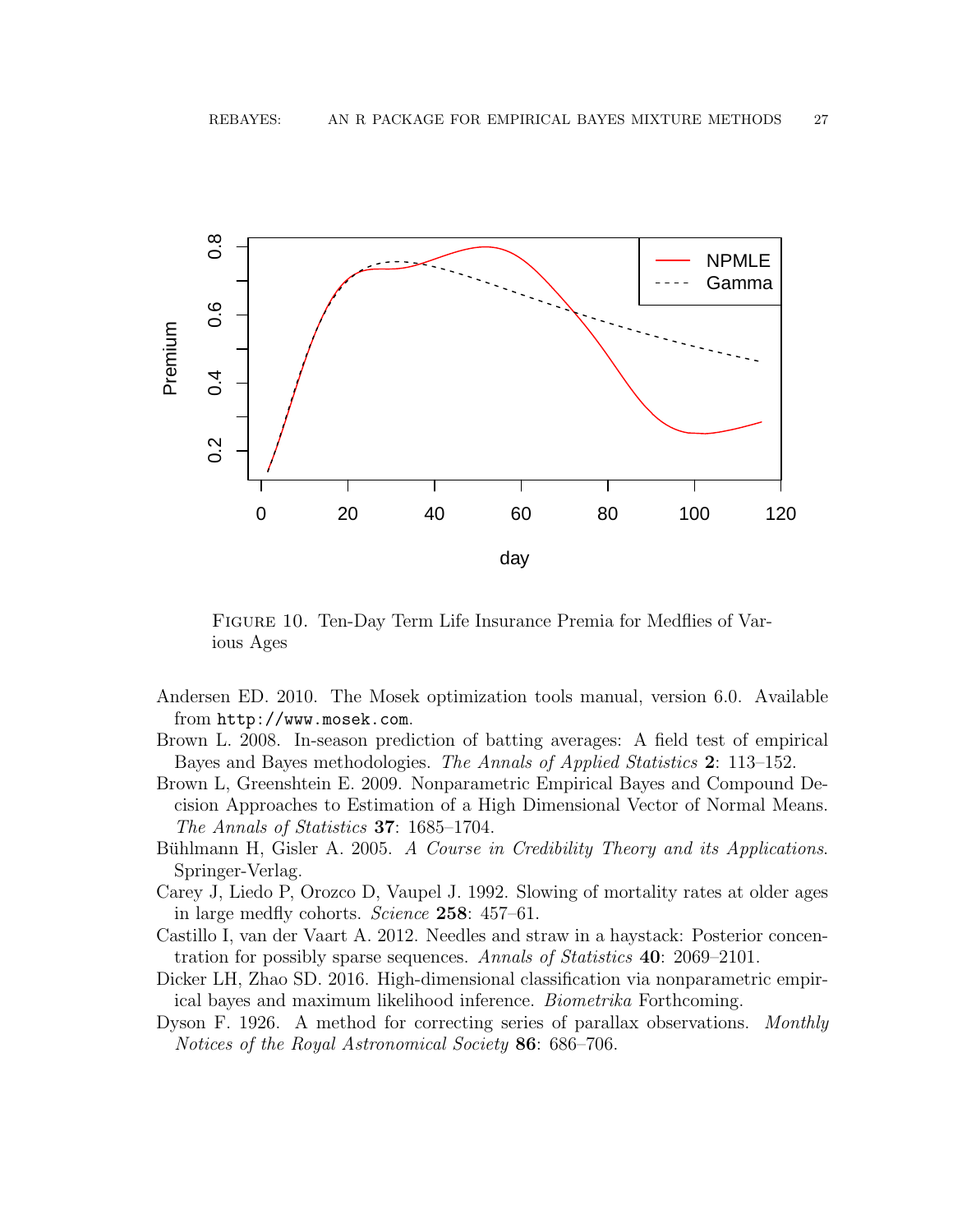Figure 10. Ten-Day Term Life Insurance Premia for Medflies of Various Ages

Andersen ED. 2010. The Mosek optimization tools manual, version 6.0. Available from `http://www.mosek.com`.

Brown L. 2008. In-season prediction of batting averages: A field test of empirical Bayes and Bayes methodologies. *The Annals of Applied Statistics* **2**: 113–152.

Brown L, Greenshtein E. 2009. Nonparametric Empirical Bayes and Compound Decision Approaches to Estimation of a High Dimensional Vector of Normal Means. *The Annals of Statistics* **37**: 1685–1704.

Bühlmann H, Gisler A. 2005. *A Course in Credibility Theory and its Applications*. Springer-Verlag.

Carey J, Liedo P, Orozco D, Vaupel J. 1992. Slowing of mortality rates at older ages in large medfly cohorts. *Science* **258**: 457–61.

Castillo I, van der Vaart A. 2012. Needles and straw in a haystack: Posterior concentration for possibly sparse sequences. *Annals of Statistics* **40**: 2069–2101.

Dicker LH, Zhao SD. 2016. High-dimensional classification via nonparametric empirical bayes and maximum likelihood inference. *Biometrika* Forthcoming.

Dyson F. 1926. A method for correcting series of parallax observations. *Monthly Notices of the Royal Astronomical Society* **86**: 686–706.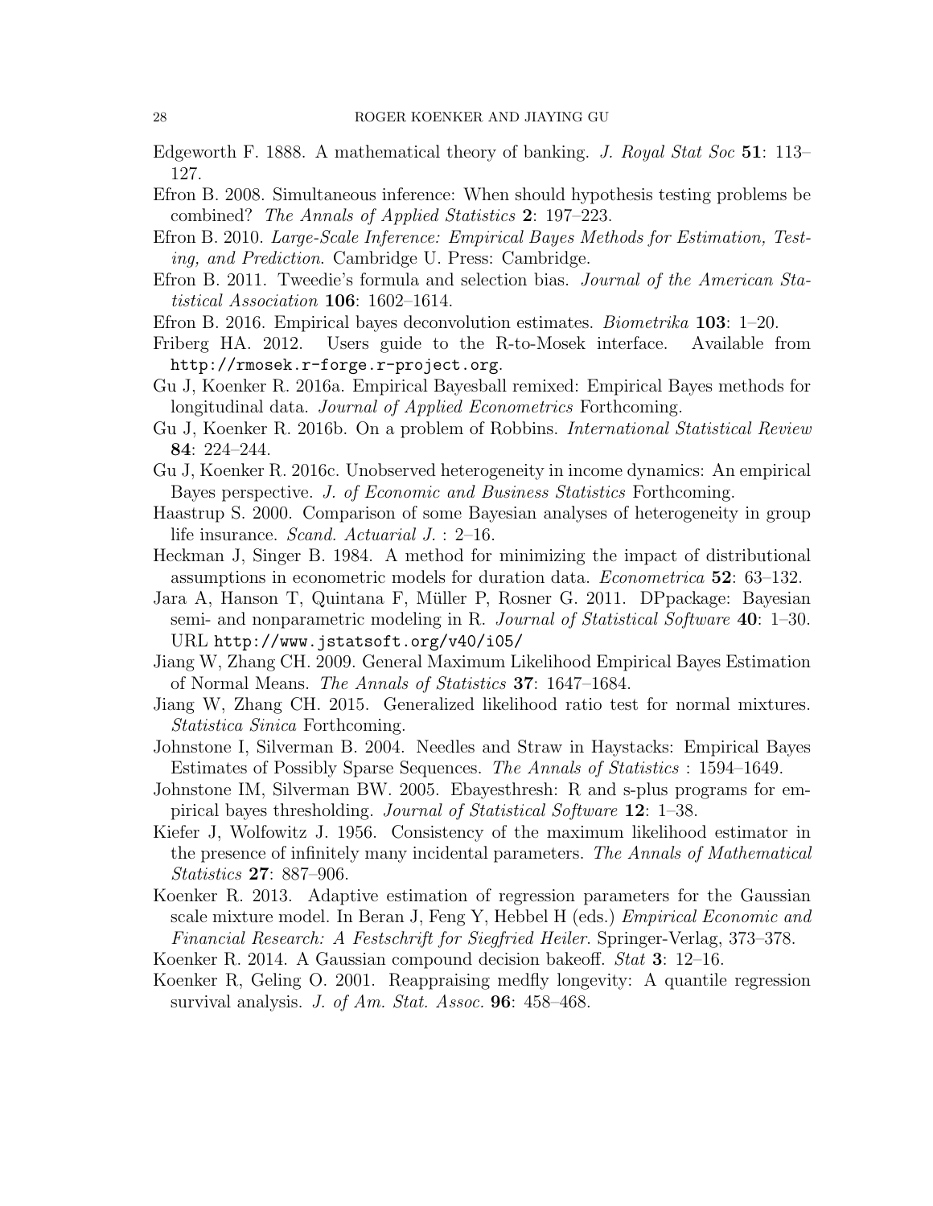Edgeworth F. 1888. A mathematical theory of banking. *J. Royal Stat Soc* **51**: 113–127.

Efron B. 2008. Simultaneous inference: When should hypothesis testing problems be combined? *The Annals of Applied Statistics* **2**: 197–223.

Efron B. 2010. *Large-Scale Inference: Empirical Bayes Methods for Estimation, Testing, and Prediction*. Cambridge U. Press: Cambridge.

Efron B. 2011. Tweedie's formula and selection bias. *Journal of the American Statistical Association* **106**: 1602–1614.

Efron B. 2016. Empirical bayes deconvolution estimates. *Biometrika* **103**: 1–20.

Friberg HA. 2012. Users guide to the R-to-Mosek interface. Available from `http://rmosek.r-forge.r-project.org`.

Gu J, Koenker R. 2016a. Empirical Bayesball remixed: Empirical Bayes methods for longitudinal data. *Journal of Applied Econometrics* Forthcoming.

Gu J, Koenker R. 2016b. On a problem of Robbins. *International Statistical Review* **84**: 224–244.

Gu J, Koenker R. 2016c. Unobserved heterogeneity in income dynamics: An empirical Bayes perspective. *J. of Economic and Business Statistics* Forthcoming.

Haastrup S. 2000. Comparison of some Bayesian analyses of heterogeneity in group life insurance. *Scand. Actuarial J.* : 2–16.

Heckman J, Singer B. 1984. A method for minimizing the impact of distributional assumptions in econometric models for duration data. *Econometrica* **52**: 63–132.

Jara A, Hanson T, Quintana F, Müller P, Rosner G. 2011. DPpackage: Bayesian semi- and nonparametric modeling in R. *Journal of Statistical Software* **40**: 1–30. URL `http://www.jstatsoft.org/v40/i05/`

Jiang W, Zhang CH. 2009. General Maximum Likelihood Empirical Bayes Estimation of Normal Means. *The Annals of Statistics* **37**: 1647–1684.

Jiang W, Zhang CH. 2015. Generalized likelihood ratio test for normal mixtures. *Statistica Sinica* Forthcoming.

Johnstone I, Silverman B. 2004. Needles and Straw in Haystacks: Empirical Bayes Estimates of Possibly Sparse Sequences. *The Annals of Statistics* : 1594–1649.

Johnstone IM, Silverman BW. 2005. Ebayesthresh: R and s-plus programs for empirical bayes thresholding. *Journal of Statistical Software* **12**: 1–38.

Kiefer J, Wolfowitz J. 1956. Consistency of the maximum likelihood estimator in the presence of infinitely many incidental parameters. *The Annals of Mathematical Statistics* **27**: 887–906.

Koenker R. 2013. Adaptive estimation of regression parameters for the Gaussian scale mixture model. In Beran J, Feng Y, Hebbel H (eds.) *Empirical Economic and Financial Research: A Festschrift for Siegfried Heiler*. Springer-Verlag, 373–378.

Koenker R. 2014. A Gaussian compound decision bakeoff. *Stat* **3**: 12–16.

Koenker R, Geling O. 2001. Reappraising medfly longevity: A quantile regression survival analysis. *J. of Am. Stat. Assoc.* **96**: 458–468.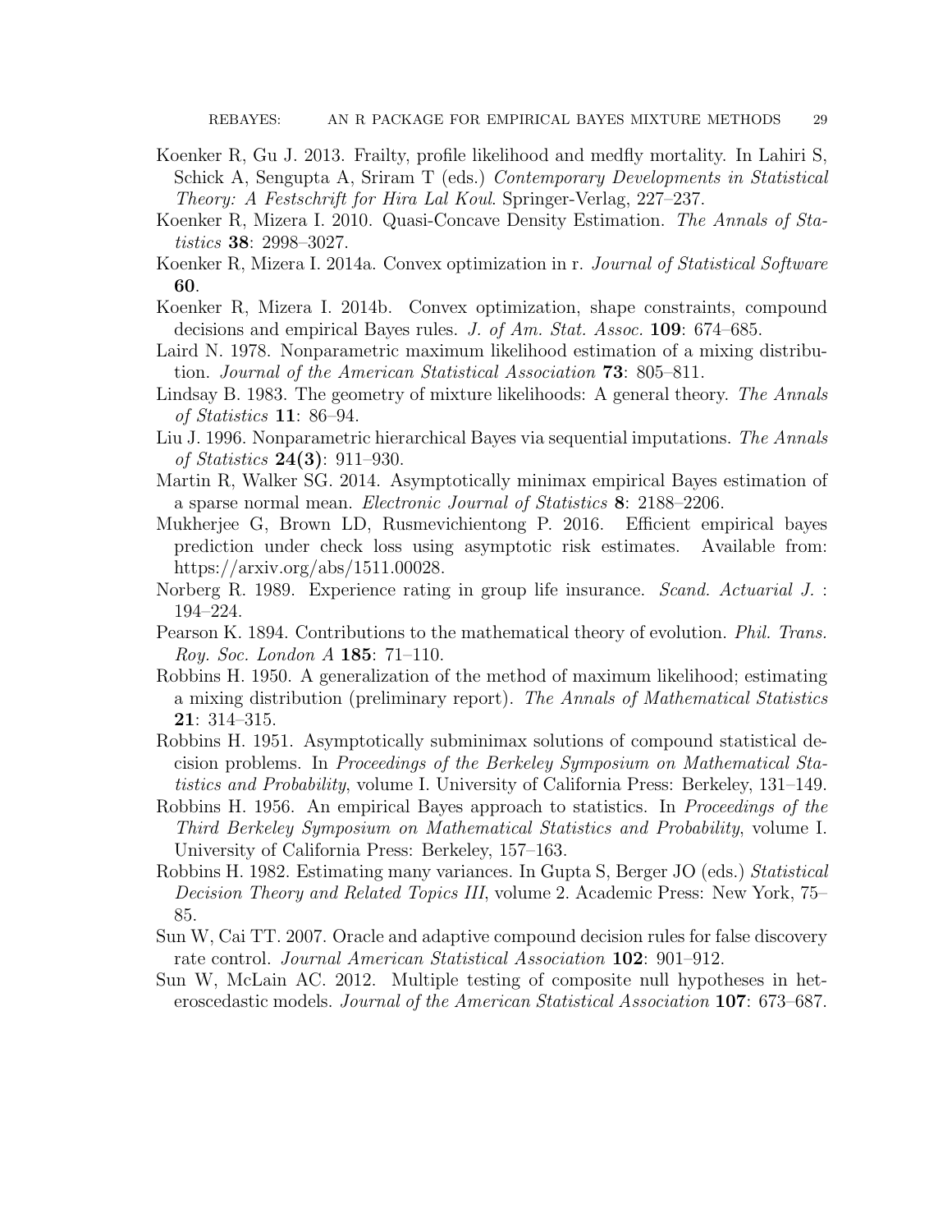Koenker R, Gu J. 2013. Frailty, profile likelihood and medfly mortality. In Lahiri S, Schick A, Sengupta A, Sriram T (eds.) *Contemporary Developments in Statistical Theory: A Festschrift for Hira Lal Koul*. Springer-Verlag, 227–237.

Koenker R, Mizera I. 2010. Quasi-Concave Density Estimation. *The Annals of Statistics* **38**: 2998–3027.

Koenker R, Mizera I. 2014a. Convex optimization in r. *Journal of Statistical Software* **60**.

Koenker R, Mizera I. 2014b. Convex optimization, shape constraints, compound decisions and empirical Bayes rules. *J. of Am. Stat. Assoc.* **109**: 674–685.

Laird N. 1978. Nonparametric maximum likelihood estimation of a mixing distribution. *Journal of the American Statistical Association* **73**: 805–811.

Lindsay B. 1983. The geometry of mixture likelihoods: A general theory. *The Annals of Statistics* **11**: 86–94.

Liu J. 1996. Nonparametric hierarchical Bayes via sequential imputations. *The Annals of Statistics* **24(3)**: 911–930.

Martin R, Walker SG. 2014. Asymptotically minimax empirical Bayes estimation of a sparse normal mean. *Electronic Journal of Statistics* **8**: 2188–2206.

Mukherjee G, Brown LD, Rusmevichientong P. 2016. Efficient empirical bayes prediction under check loss using asymptotic risk estimates. Available from: https://arxiv.org/abs/1511.00028.

Norberg R. 1989. Experience rating in group life insurance. *Scand. Actuarial J.* : 194–224.

Pearson K. 1894. Contributions to the mathematical theory of evolution. *Phil. Trans. Roy. Soc. London A* **185**: 71–110.

Robbins H. 1950. A generalization of the method of maximum likelihood; estimating a mixing distribution (preliminary report). *The Annals of Mathematical Statistics* **21**: 314–315.

Robbins H. 1951. Asymptotically subminimax solutions of compound statistical decision problems. In *Proceedings of the Berkeley Symposium on Mathematical Statistics and Probability*, volume I. University of California Press: Berkeley, 131–149.

Robbins H. 1956. An empirical Bayes approach to statistics. In *Proceedings of the Third Berkeley Symposium on Mathematical Statistics and Probability*, volume I. University of California Press: Berkeley, 157–163.

Robbins H. 1982. Estimating many variances. In Gupta S, Berger JO (eds.) *Statistical Decision Theory and Related Topics III*, volume 2. Academic Press: New York, 75–85.

Sun W, Cai TT. 2007. Oracle and adaptive compound decision rules for false discovery rate control. *Journal American Statistical Association* **102**: 901–912.

Sun W, McLain AC. 2012. Multiple testing of composite null hypotheses in heteroscedastic models. *Journal of the American Statistical Association* **107**: 673–687.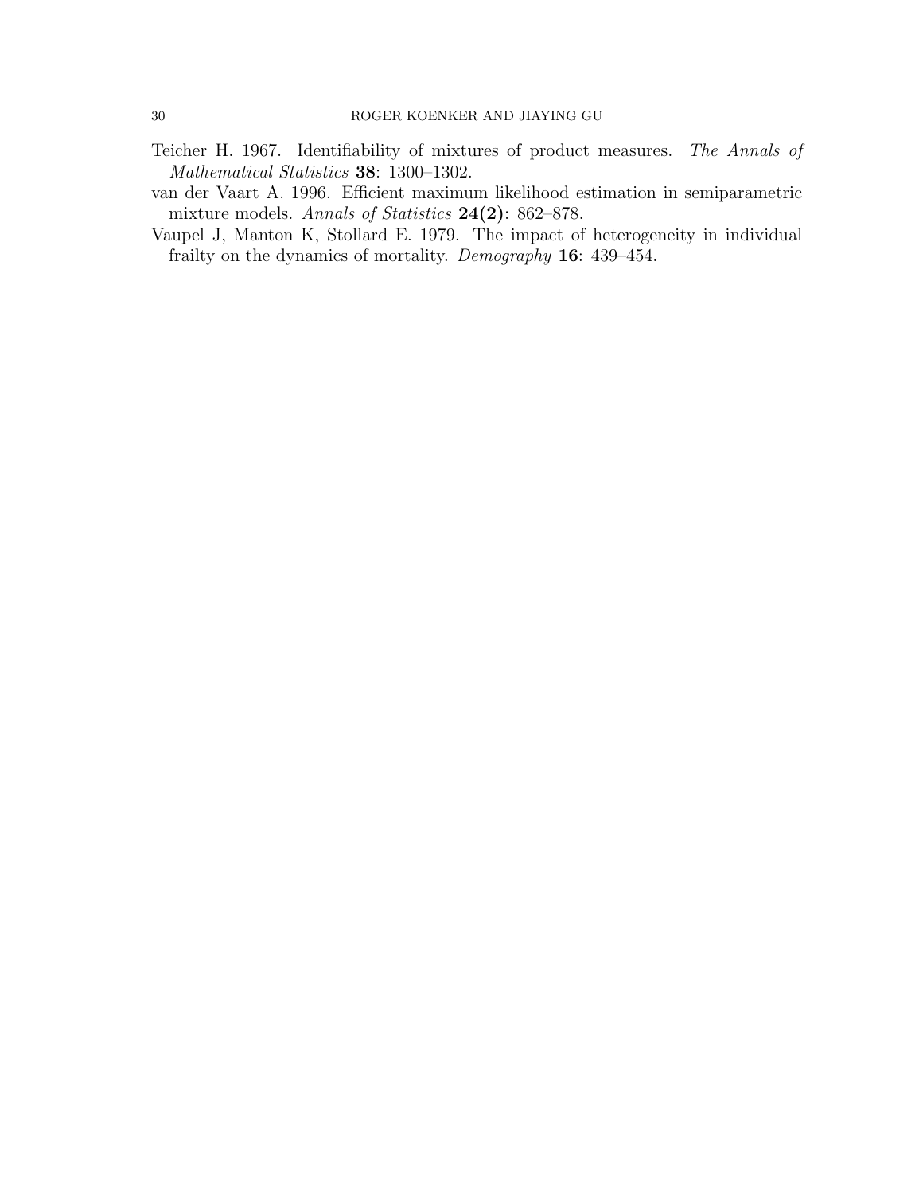Teicher H. 1967. Identifiability of mixtures of product measures. *The Annals of Mathematical Statistics* **38**: 1300–1302.

van der Vaart A. 1996. Efficient maximum likelihood estimation in semiparametric mixture models. *Annals of Statistics* **24(2)**: 862–878.

Vaupel J, Manton K, Stollard E. 1979. The impact of heterogeneity in individual frailty on the dynamics of mortality. *Demography* **16**: 439–454.